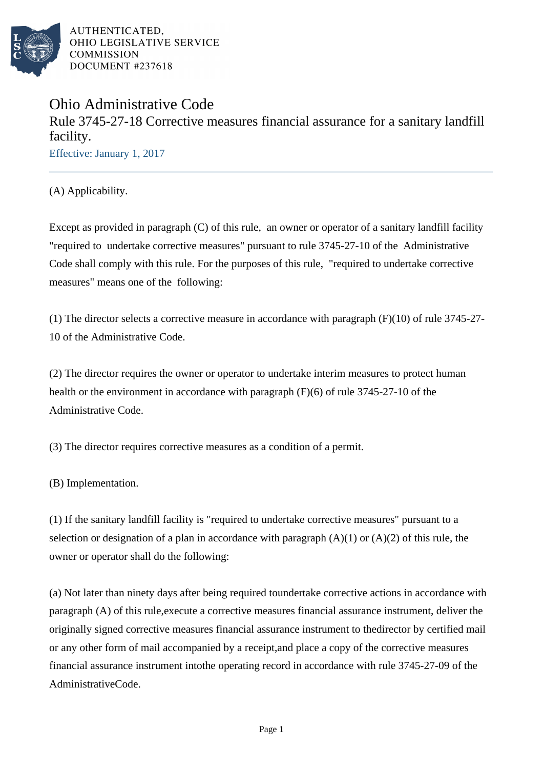AUTHENTICATED,
OHIO LEGISLATIVE SERVICE
COMMISSION
DOCUMENT #237618

# Ohio Administrative Code

## Rule 3745-27-18 Corrective measures financial assurance for a sanitary landfill facility.

Effective: January 1, 2017

(A) Applicability.

Except as provided in paragraph (C) of this rule, an owner or operator of a sanitary landfill facility "required to undertake corrective measures" pursuant to rule 3745-27-10 of the Administrative Code shall comply with this rule. For the purposes of this rule, "required to undertake corrective measures" means one of the following:

(1) The director selects a corrective measure in accordance with paragraph (F)(10) of rule 3745-27-10 of the Administrative Code.

(2) The director requires the owner or operator to undertake interim measures to protect human health or the environment in accordance with paragraph (F)(6) of rule 3745-27-10 of the Administrative Code.

(3) The director requires corrective measures as a condition of a permit.

(B) Implementation.

(1) If the sanitary landfill facility is "required to undertake corrective measures" pursuant to a selection or designation of a plan in accordance with paragraph (A)(1) or (A)(2) of this rule, the owner or operator shall do the following:

(a) Not later than ninety days after being required toundertake corrective actions in accordance with paragraph (A) of this rule,execute a corrective measures financial assurance instrument, deliver the originally signed corrective measures financial assurance instrument to thedirector by certified mail or any other form of mail accompanied by a receipt,and place a copy of the corrective measures financial assurance instrument intothe operating record in accordance with rule 3745-27-09 of the AdministrativeCode.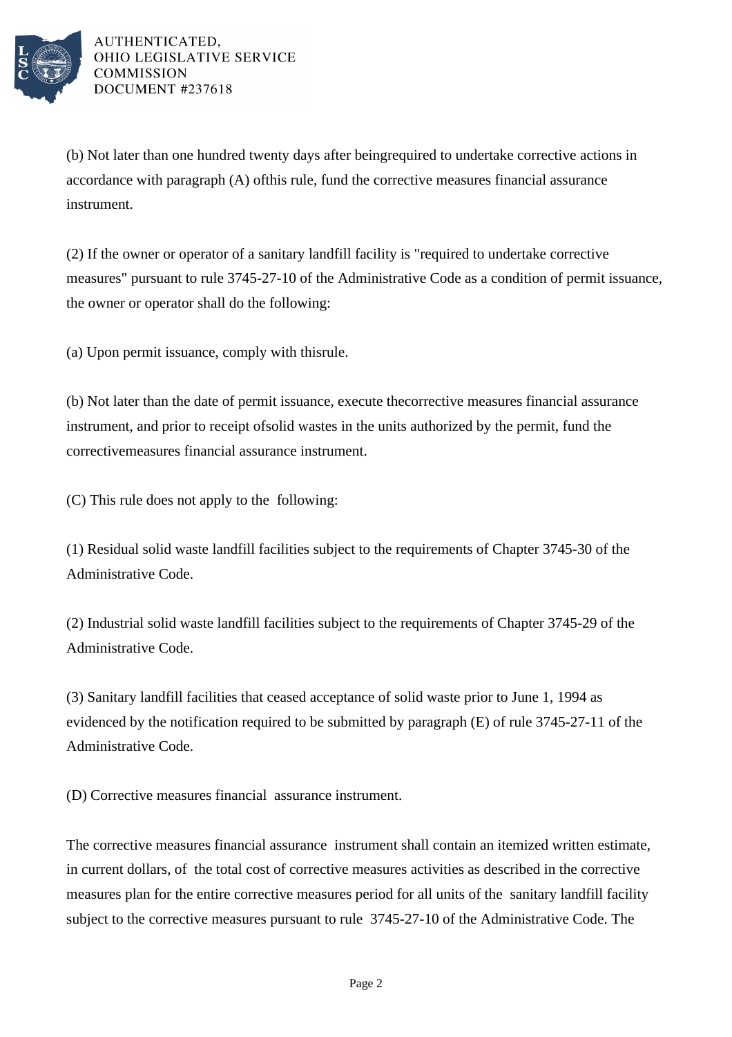(b) Not later than one hundred twenty days after beingrequired to undertake corrective actions in accordance with paragraph (A) ofthis rule, fund the corrective measures financial assurance instrument.

(2) If the owner or operator of a sanitary landfill facility is "required to undertake corrective measures" pursuant to rule 3745-27-10 of the Administrative Code as a condition of permit issuance, the owner or operator shall do the following:

(a) Upon permit issuance, comply with thisrule.

(b) Not later than the date of permit issuance, execute thecorrective measures financial assurance instrument, and prior to receipt ofsolid wastes in the units authorized by the permit, fund the correctivemeasures financial assurance instrument.

(C) This rule does not apply to the following:

(1) Residual solid waste landfill facilities subject to the requirements of Chapter 3745-30 of the Administrative Code.

(2) Industrial solid waste landfill facilities subject to the requirements of Chapter 3745-29 of the Administrative Code.

(3) Sanitary landfill facilities that ceased acceptance of solid waste prior to June 1, 1994 as evidenced by the notification required to be submitted by paragraph (E) of rule 3745-27-11 of the Administrative Code.

(D) Corrective measures financial assurance instrument.

The corrective measures financial assurance instrument shall contain an itemized written estimate, in current dollars, of the total cost of corrective measures activities as described in the corrective measures plan for the entire corrective measures period for all units of the sanitary landfill facility subject to the corrective measures pursuant to rule 3745-27-10 of the Administrative Code. The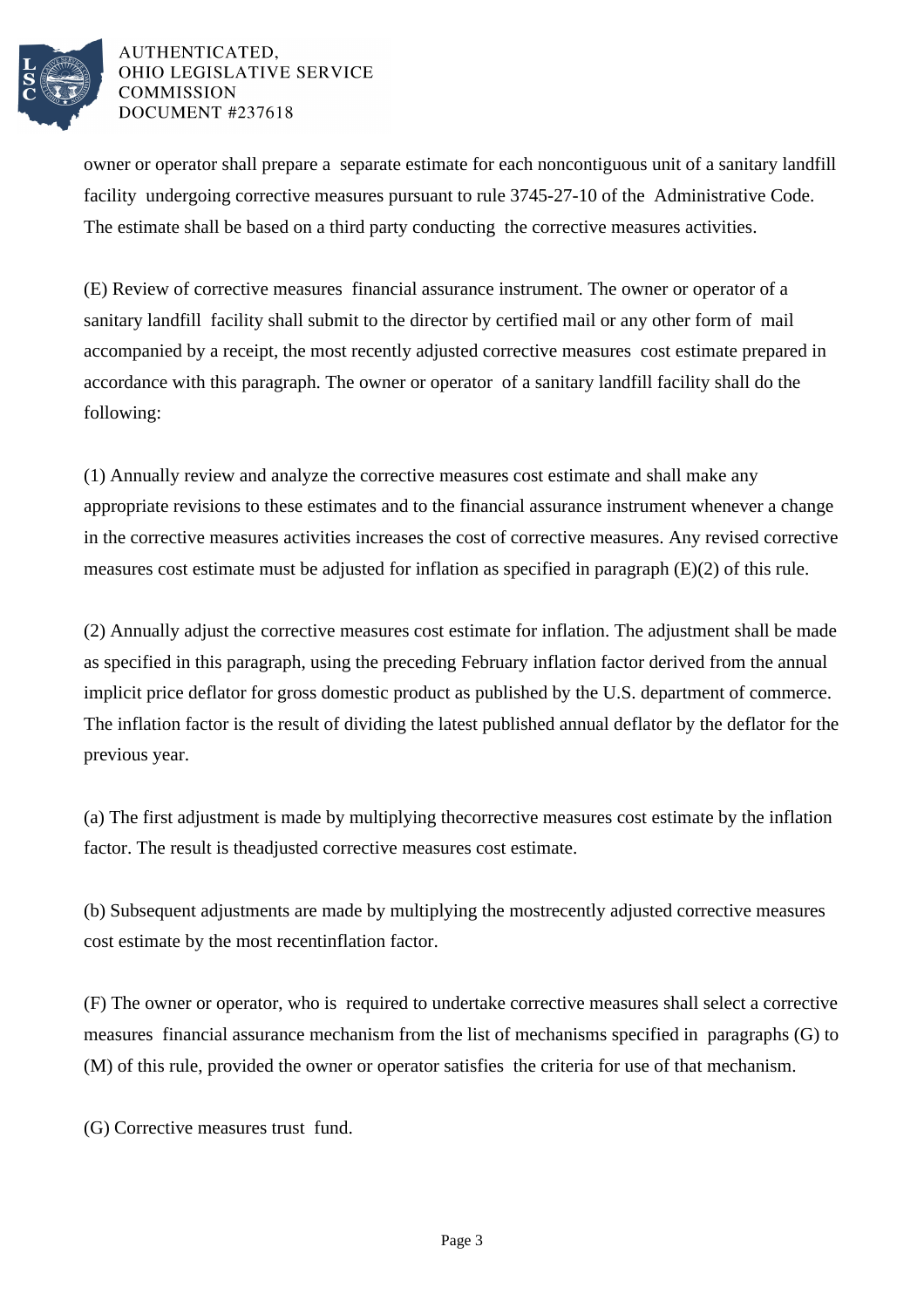owner or operator shall prepare a separate estimate for each noncontiguous unit of a sanitary landfill facility undergoing corrective measures pursuant to rule 3745-27-10 of the Administrative Code. The estimate shall be based on a third party conducting the corrective measures activities.

(E) Review of corrective measures financial assurance instrument. The owner or operator of a sanitary landfill facility shall submit to the director by certified mail or any other form of mail accompanied by a receipt, the most recently adjusted corrective measures cost estimate prepared in accordance with this paragraph. The owner or operator of a sanitary landfill facility shall do the following:

(1) Annually review and analyze the corrective measures cost estimate and shall make any appropriate revisions to these estimates and to the financial assurance instrument whenever a change in the corrective measures activities increases the cost of corrective measures. Any revised corrective measures cost estimate must be adjusted for inflation as specified in paragraph (E)(2) of this rule.

(2) Annually adjust the corrective measures cost estimate for inflation. The adjustment shall be made as specified in this paragraph, using the preceding February inflation factor derived from the annual implicit price deflator for gross domestic product as published by the U.S. department of commerce. The inflation factor is the result of dividing the latest published annual deflator by the deflator for the previous year.

(a) The first adjustment is made by multiplying thecorrective measures cost estimate by the inflation factor. The result is theadjusted corrective measures cost estimate.

(b) Subsequent adjustments are made by multiplying the mostrecently adjusted corrective measures cost estimate by the most recentinflation factor.

(F) The owner or operator, who is required to undertake corrective measures shall select a corrective measures financial assurance mechanism from the list of mechanisms specified in paragraphs (G) to (M) of this rule, provided the owner or operator satisfies the criteria for use of that mechanism.

(G) Corrective measures trust fund.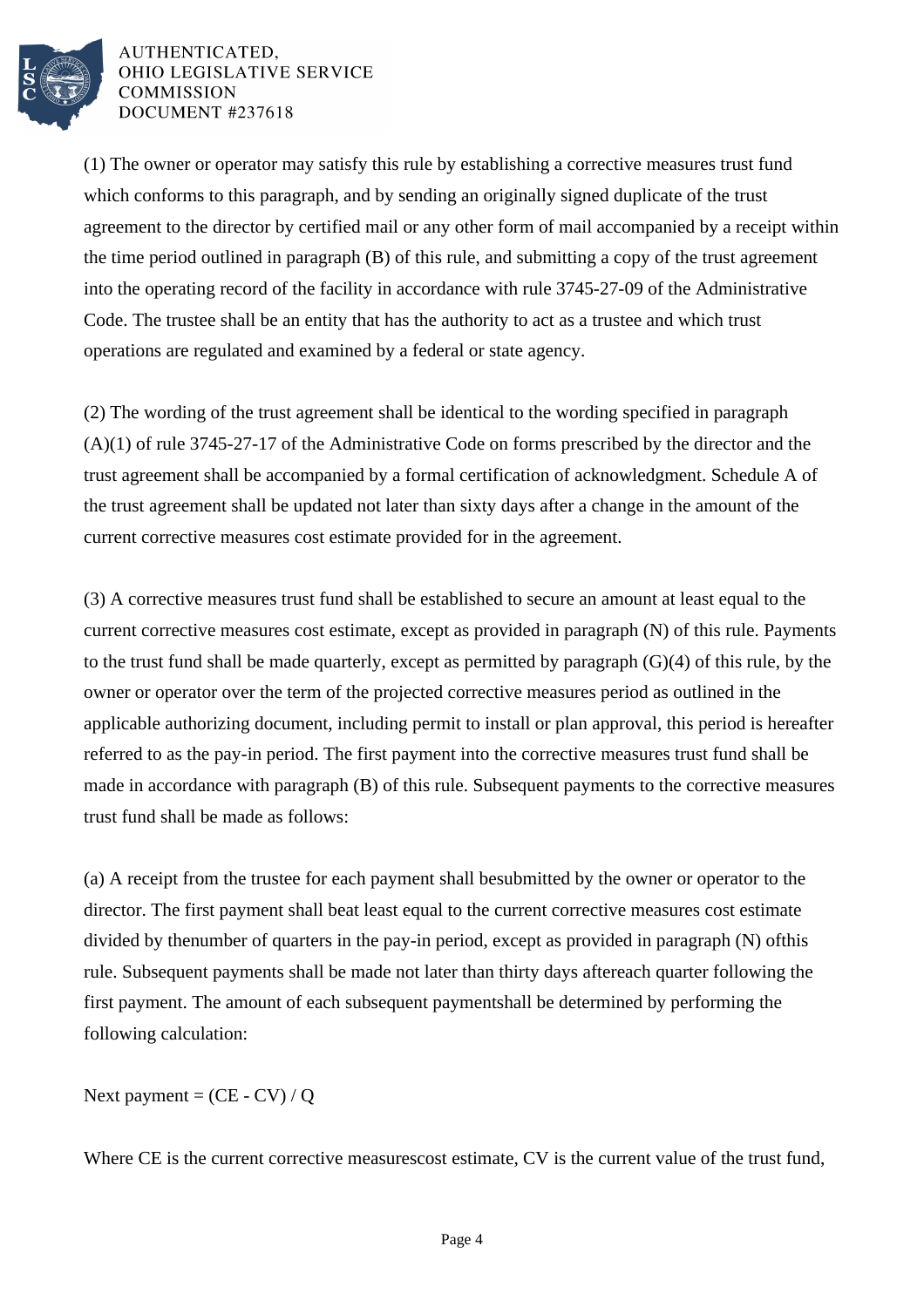(1) The owner or operator may satisfy this rule by establishing a corrective measures trust fund which conforms to this paragraph, and by sending an originally signed duplicate of the trust agreement to the director by certified mail or any other form of mail accompanied by a receipt within the time period outlined in paragraph (B) of this rule, and submitting a copy of the trust agreement into the operating record of the facility in accordance with rule 3745-27-09 of the Administrative Code. The trustee shall be an entity that has the authority to act as a trustee and which trust operations are regulated and examined by a federal or state agency.

(2) The wording of the trust agreement shall be identical to the wording specified in paragraph (A)(1) of rule 3745-27-17 of the Administrative Code on forms prescribed by the director and the trust agreement shall be accompanied by a formal certification of acknowledgment. Schedule A of the trust agreement shall be updated not later than sixty days after a change in the amount of the current corrective measures cost estimate provided for in the agreement.

(3) A corrective measures trust fund shall be established to secure an amount at least equal to the current corrective measures cost estimate, except as provided in paragraph (N) of this rule. Payments to the trust fund shall be made quarterly, except as permitted by paragraph (G)(4) of this rule, by the owner or operator over the term of the projected corrective measures period as outlined in the applicable authorizing document, including permit to install or plan approval, this period is hereafter referred to as the pay-in period. The first payment into the corrective measures trust fund shall be made in accordance with paragraph (B) of this rule. Subsequent payments to the corrective measures trust fund shall be made as follows:

(a) A receipt from the trustee for each payment shall besubmitted by the owner or operator to the director. The first payment shall beat least equal to the current corrective measures cost estimate divided by thenumber of quarters in the pay-in period, except as provided in paragraph (N) ofthis rule. Subsequent payments shall be made not later than thirty days aftereach quarter following the first payment. The amount of each subsequent paymentshall be determined by performing the following calculation:

$$\text{Next payment} = (CE - CV) / Q$$

Where CE is the current corrective measurescost estimate, CV is the current value of the trust fund,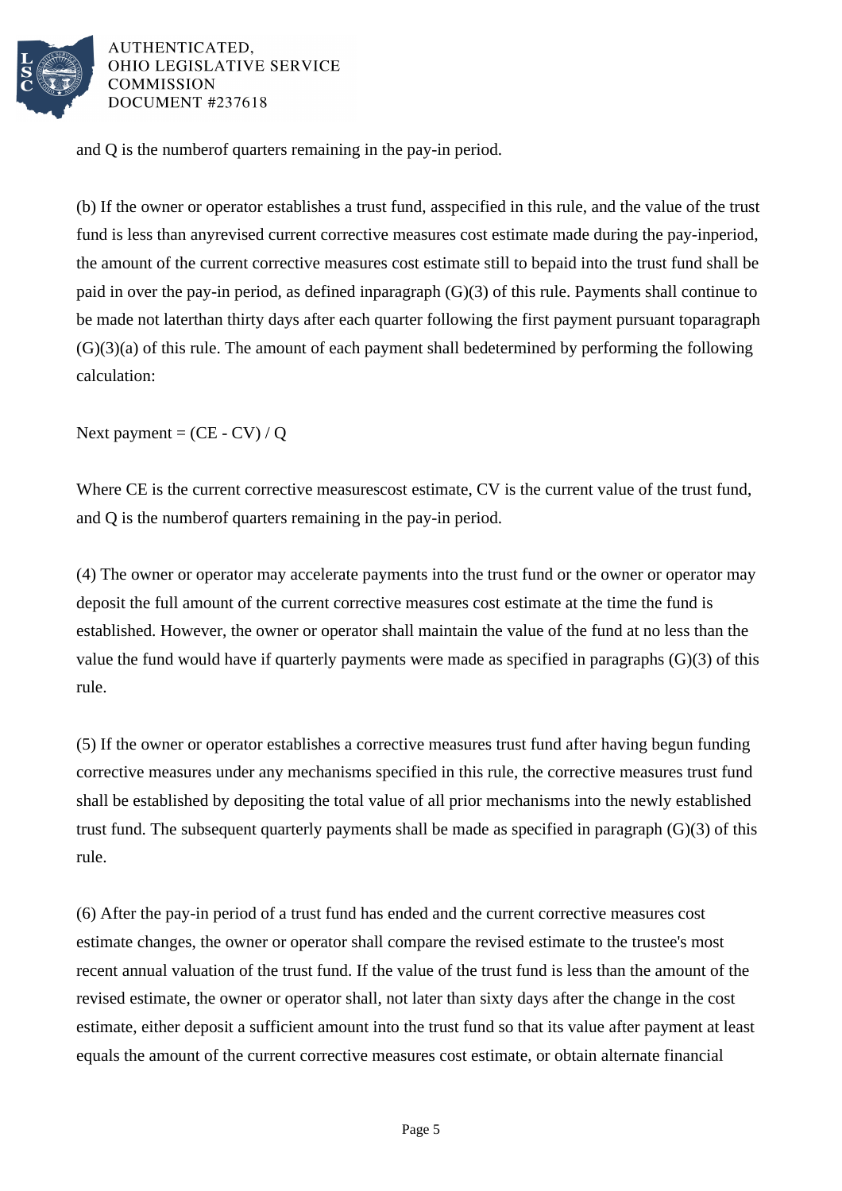and Q is the numberof quarters remaining in the pay-in period.

(b) If the owner or operator establishes a trust fund, asspecified in this rule, and the value of the trust fund is less than anyrevised current corrective measures cost estimate made during the pay-inperiod, the amount of the current corrective measures cost estimate still to bepaid into the trust fund shall be paid in over the pay-in period, as defined inparagraph (G)(3) of this rule. Payments shall continue to be made not laterthan thirty days after each quarter following the first payment pursuant toparagraph (G)(3)(a) of this rule. The amount of each payment shall bedetermined by performing the following calculation:

Next payment = (CE - CV) / Q

Where CE is the current corrective measurescost estimate, CV is the current value of the trust fund, and Q is the numberof quarters remaining in the pay-in period.

(4) The owner or operator may accelerate payments into the trust fund or the owner or operator may deposit the full amount of the current corrective measures cost estimate at the time the fund is established. However, the owner or operator shall maintain the value of the fund at no less than the value the fund would have if quarterly payments were made as specified in paragraphs (G)(3) of this rule.

(5) If the owner or operator establishes a corrective measures trust fund after having begun funding corrective measures under any mechanisms specified in this rule, the corrective measures trust fund shall be established by depositing the total value of all prior mechanisms into the newly established trust fund. The subsequent quarterly payments shall be made as specified in paragraph (G)(3) of this rule.

(6) After the pay-in period of a trust fund has ended and the current corrective measures cost estimate changes, the owner or operator shall compare the revised estimate to the trustee's most recent annual valuation of the trust fund. If the value of the trust fund is less than the amount of the revised estimate, the owner or operator shall, not later than sixty days after the change in the cost estimate, either deposit a sufficient amount into the trust fund so that its value after payment at least equals the amount of the current corrective measures cost estimate, or obtain alternate financial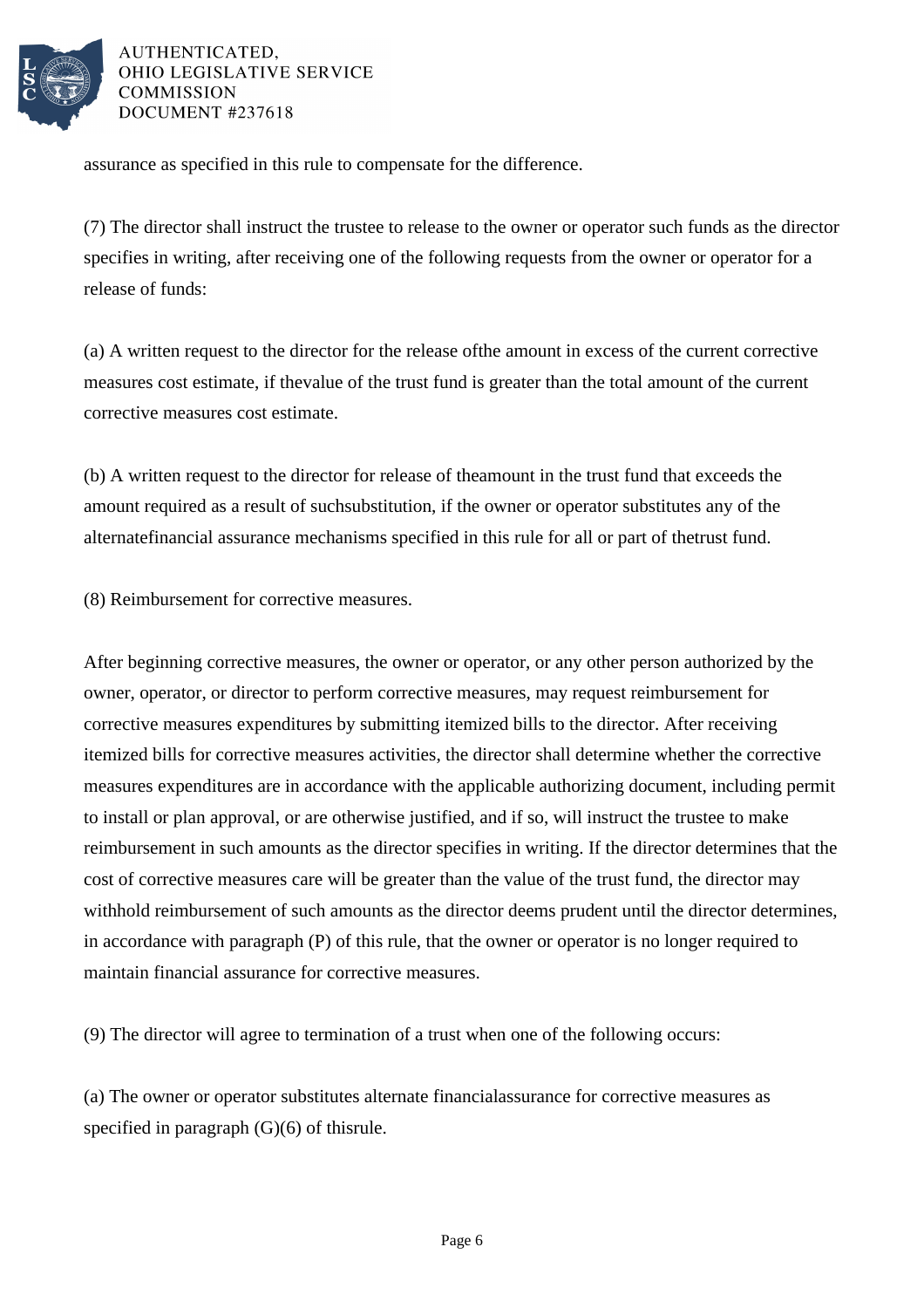assurance as specified in this rule to compensate for the difference.

(7) The director shall instruct the trustee to release to the owner or operator such funds as the director specifies in writing, after receiving one of the following requests from the owner or operator for a release of funds:

(a) A written request to the director for the release ofthe amount in excess of the current corrective measures cost estimate, if thevalue of the trust fund is greater than the total amount of the current corrective measures cost estimate.

(b) A written request to the director for release of theamount in the trust fund that exceeds the amount required as a result of suchsubstitution, if the owner or operator substitutes any of the alternatefinancial assurance mechanisms specified in this rule for all or part of thetrust fund.

(8) Reimbursement for corrective measures.

After beginning corrective measures, the owner or operator, or any other person authorized by the owner, operator, or director to perform corrective measures, may request reimbursement for corrective measures expenditures by submitting itemized bills to the director. After receiving itemized bills for corrective measures activities, the director shall determine whether the corrective measures expenditures are in accordance with the applicable authorizing document, including permit to install or plan approval, or are otherwise justified, and if so, will instruct the trustee to make reimbursement in such amounts as the director specifies in writing. If the director determines that the cost of corrective measures care will be greater than the value of the trust fund, the director may withhold reimbursement of such amounts as the director deems prudent until the director determines, in accordance with paragraph (P) of this rule, that the owner or operator is no longer required to maintain financial assurance for corrective measures.

(9) The director will agree to termination of a trust when one of the following occurs:

(a) The owner or operator substitutes alternate financialassurance for corrective measures as specified in paragraph (G)(6) of thisrule.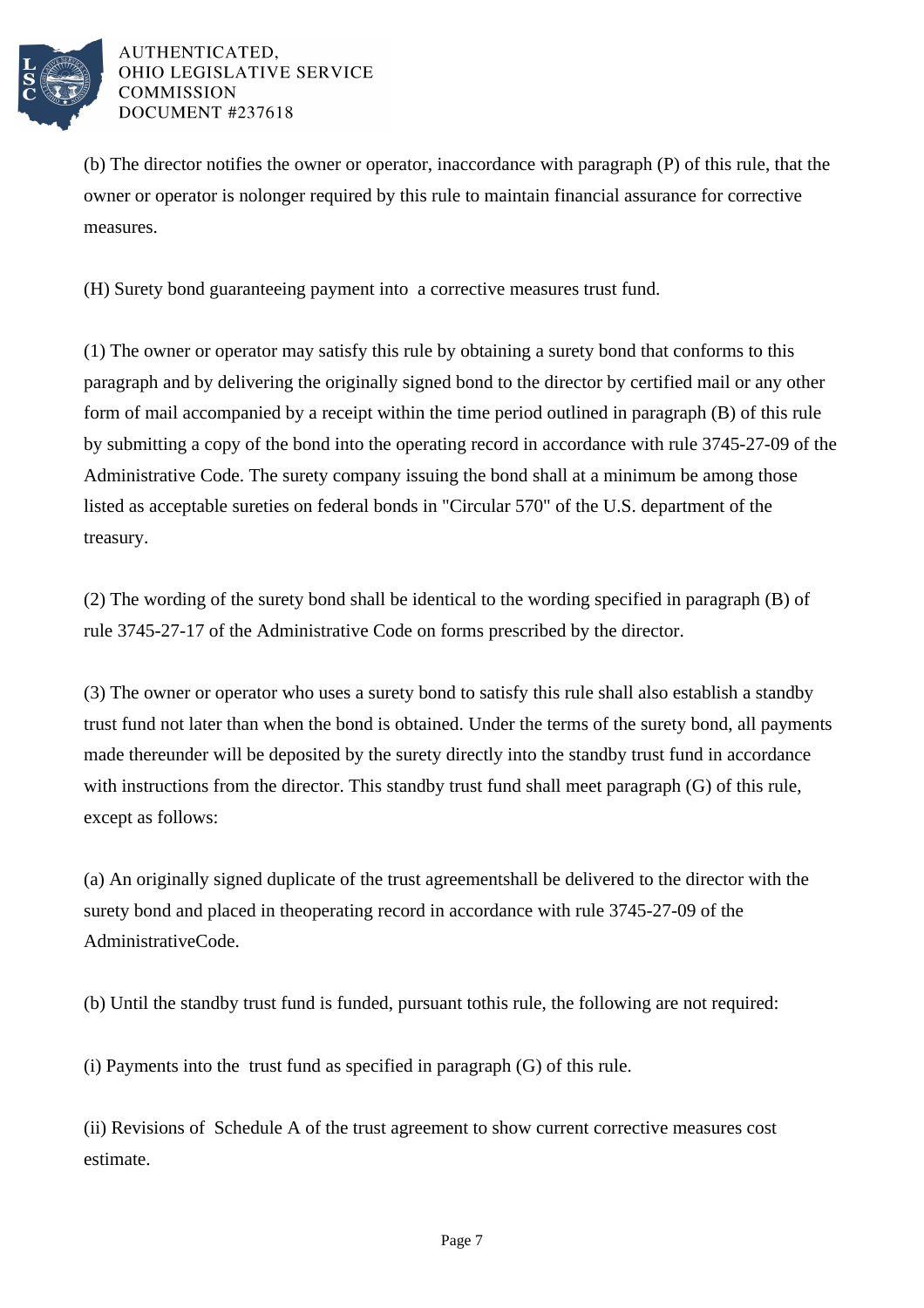(b) The director notifies the owner or operator, inaccordance with paragraph (P) of this rule, that the owner or operator is nolonger required by this rule to maintain financial assurance for corrective measures.

(H) Surety bond guaranteeing payment into a corrective measures trust fund.

(1) The owner or operator may satisfy this rule by obtaining a surety bond that conforms to this paragraph and by delivering the originally signed bond to the director by certified mail or any other form of mail accompanied by a receipt within the time period outlined in paragraph (B) of this rule by submitting a copy of the bond into the operating record in accordance with rule 3745-27-09 of the Administrative Code. The surety company issuing the bond shall at a minimum be among those listed as acceptable sureties on federal bonds in "Circular 570" of the U.S. department of the treasury.

(2) The wording of the surety bond shall be identical to the wording specified in paragraph (B) of rule 3745-27-17 of the Administrative Code on forms prescribed by the director.

(3) The owner or operator who uses a surety bond to satisfy this rule shall also establish a standby trust fund not later than when the bond is obtained. Under the terms of the surety bond, all payments made thereunder will be deposited by the surety directly into the standby trust fund in accordance with instructions from the director. This standby trust fund shall meet paragraph (G) of this rule, except as follows:

(a) An originally signed duplicate of the trust agreementshall be delivered to the director with the surety bond and placed in theoperating record in accordance with rule 3745-27-09 of the AdministrativeCode.

(b) Until the standby trust fund is funded, pursuant tothis rule, the following are not required:

(i) Payments into the trust fund as specified in paragraph (G) of this rule.

(ii) Revisions of Schedule A of the trust agreement to show current corrective measures cost estimate.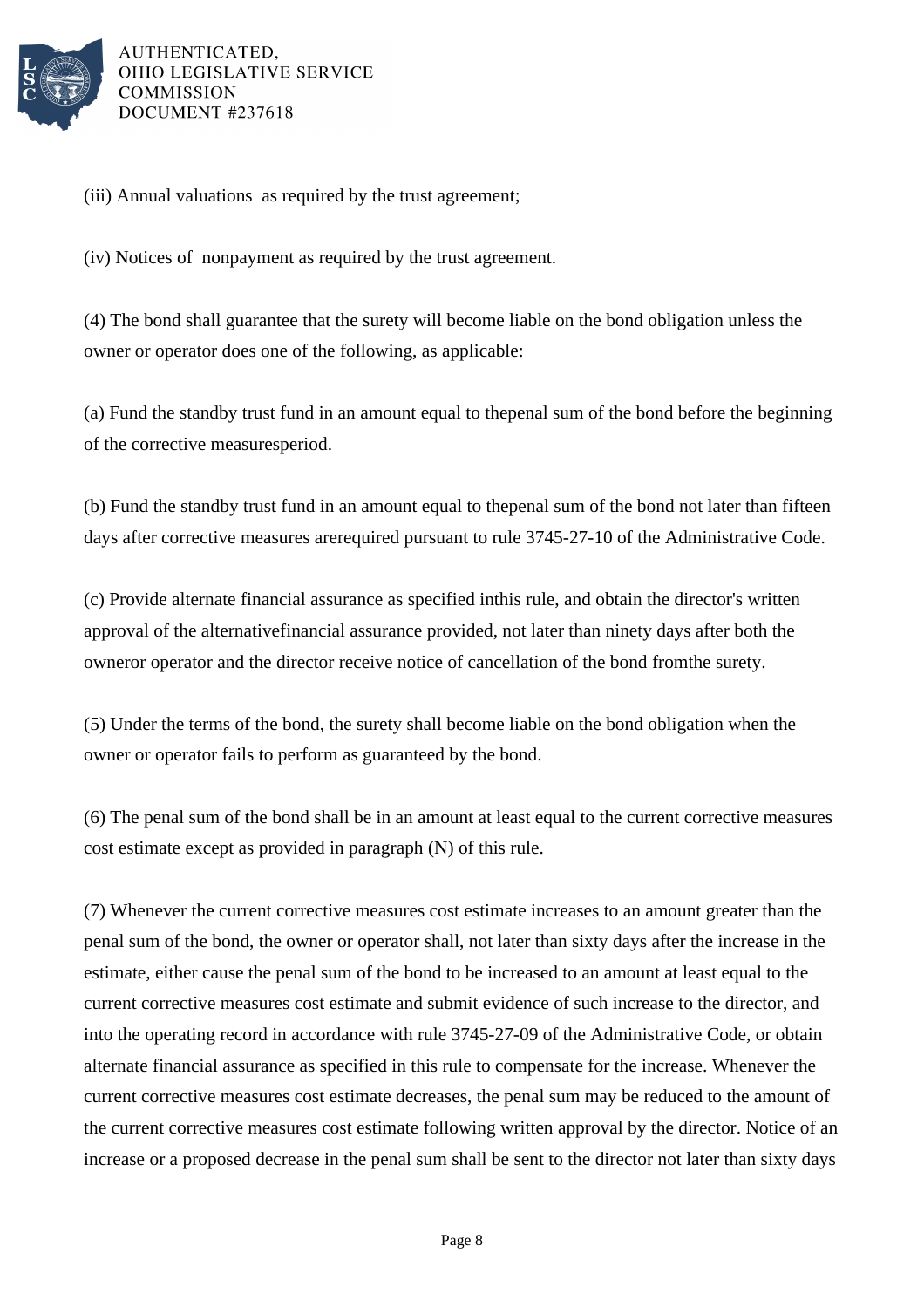(iii) Annual valuations as required by the trust agreement;

(iv) Notices of nonpayment as required by the trust agreement.

(4) The bond shall guarantee that the surety will become liable on the bond obligation unless the owner or operator does one of the following, as applicable:

(a) Fund the standby trust fund in an amount equal to thepenal sum of the bond before the beginning of the corrective measuresperiod.

(b) Fund the standby trust fund in an amount equal to thepenal sum of the bond not later than fifteen days after corrective measures arerequired pursuant to rule 3745-27-10 of the Administrative Code.

(c) Provide alternate financial assurance as specified inthis rule, and obtain the director's written approval of the alternativefinancial assurance provided, not later than ninety days after both the owneror operator and the director receive notice of cancellation of the bond fromthe surety.

(5) Under the terms of the bond, the surety shall become liable on the bond obligation when the owner or operator fails to perform as guaranteed by the bond.

(6) The penal sum of the bond shall be in an amount at least equal to the current corrective measures cost estimate except as provided in paragraph (N) of this rule.

(7) Whenever the current corrective measures cost estimate increases to an amount greater than the penal sum of the bond, the owner or operator shall, not later than sixty days after the increase in the estimate, either cause the penal sum of the bond to be increased to an amount at least equal to the current corrective measures cost estimate and submit evidence of such increase to the director, and into the operating record in accordance with rule 3745-27-09 of the Administrative Code, or obtain alternate financial assurance as specified in this rule to compensate for the increase. Whenever the current corrective measures cost estimate decreases, the penal sum may be reduced to the amount of the current corrective measures cost estimate following written approval by the director. Notice of an increase or a proposed decrease in the penal sum shall be sent to the director not later than sixty days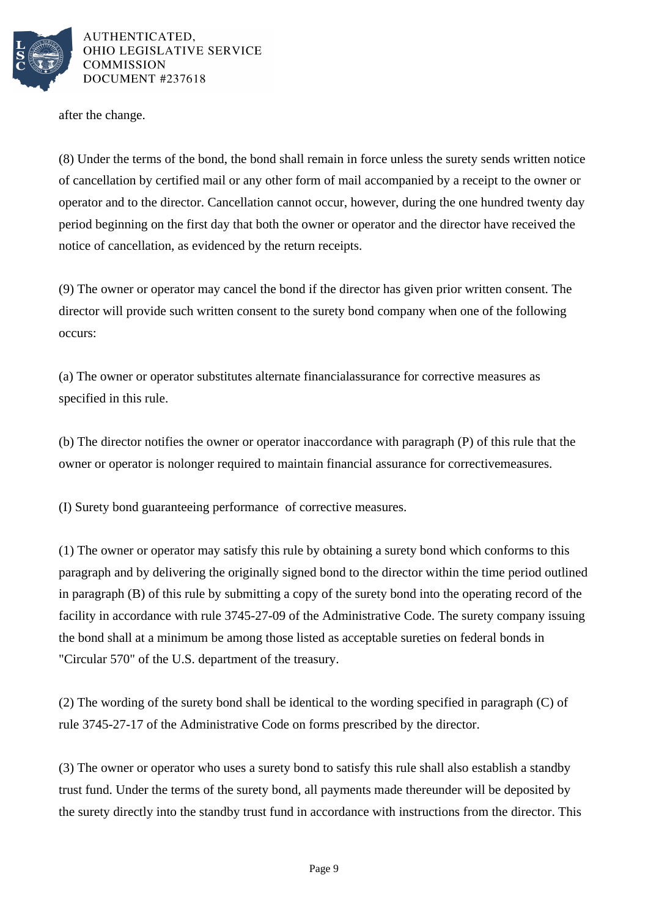after the change.

(8) Under the terms of the bond, the bond shall remain in force unless the surety sends written notice of cancellation by certified mail or any other form of mail accompanied by a receipt to the owner or operator and to the director. Cancellation cannot occur, however, during the one hundred twenty day period beginning on the first day that both the owner or operator and the director have received the notice of cancellation, as evidenced by the return receipts.

(9) The owner or operator may cancel the bond if the director has given prior written consent. The director will provide such written consent to the surety bond company when one of the following occurs:

(a) The owner or operator substitutes alternate financialassurance for corrective measures as specified in this rule.

(b) The director notifies the owner or operator inaccordance with paragraph (P) of this rule that the owner or operator is nolonger required to maintain financial assurance for correctivemeasures.

(I) Surety bond guaranteeing performance of corrective measures.

(1) The owner or operator may satisfy this rule by obtaining a surety bond which conforms to this paragraph and by delivering the originally signed bond to the director within the time period outlined in paragraph (B) of this rule by submitting a copy of the surety bond into the operating record of the facility in accordance with rule 3745-27-09 of the Administrative Code. The surety company issuing the bond shall at a minimum be among those listed as acceptable sureties on federal bonds in "Circular 570" of the U.S. department of the treasury.

(2) The wording of the surety bond shall be identical to the wording specified in paragraph (C) of rule 3745-27-17 of the Administrative Code on forms prescribed by the director.

(3) The owner or operator who uses a surety bond to satisfy this rule shall also establish a standby trust fund. Under the terms of the surety bond, all payments made thereunder will be deposited by the surety directly into the standby trust fund in accordance with instructions from the director. This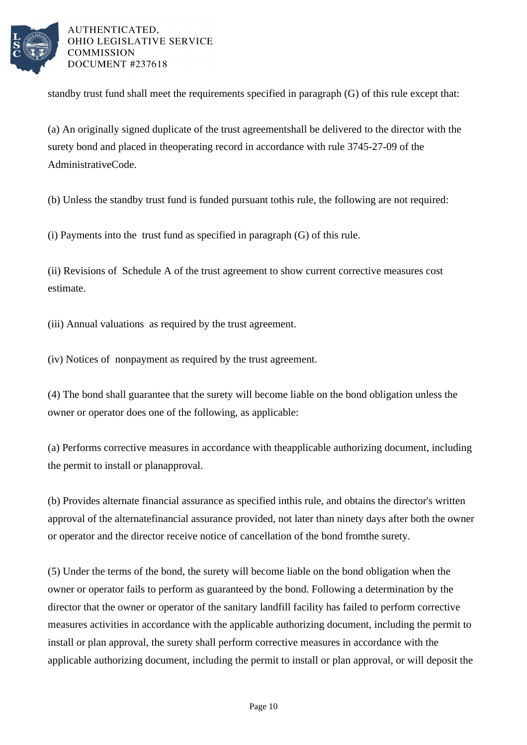standby trust fund shall meet the requirements specified in paragraph (G) of this rule except that:

(a) An originally signed duplicate of the trust agreementshall be delivered to the director with the surety bond and placed in theoperating record in accordance with rule 3745-27-09 of the AdministrativeCode.

(b) Unless the standby trust fund is funded pursuant tothis rule, the following are not required:

(i) Payments into the trust fund as specified in paragraph (G) of this rule.

(ii) Revisions of Schedule A of the trust agreement to show current corrective measures cost estimate.

(iii) Annual valuations as required by the trust agreement.

(iv) Notices of nonpayment as required by the trust agreement.

(4) The bond shall guarantee that the surety will become liable on the bond obligation unless the owner or operator does one of the following, as applicable:

(a) Performs corrective measures in accordance with theapplicable authorizing document, including the permit to install or planapproval.

(b) Provides alternate financial assurance as specified inthis rule, and obtains the director's written approval of the alternatefinancial assurance provided, not later than ninety days after both the owner or operator and the director receive notice of cancellation of the bond fromthe surety.

(5) Under the terms of the bond, the surety will become liable on the bond obligation when the owner or operator fails to perform as guaranteed by the bond. Following a determination by the director that the owner or operator of the sanitary landfill facility has failed to perform corrective measures activities in accordance with the applicable authorizing document, including the permit to install or plan approval, the surety shall perform corrective measures in accordance with the applicable authorizing document, including the permit to install or plan approval, or will deposit the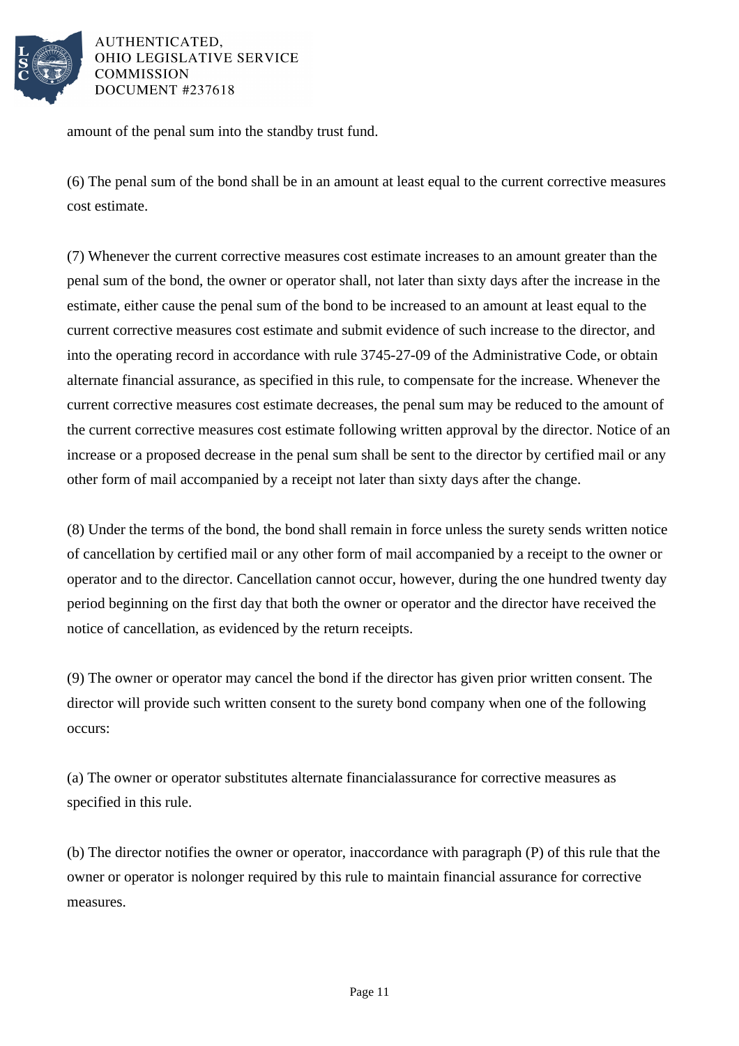amount of the penal sum into the standby trust fund.

(6) The penal sum of the bond shall be in an amount at least equal to the current corrective measures cost estimate.

(7) Whenever the current corrective measures cost estimate increases to an amount greater than the penal sum of the bond, the owner or operator shall, not later than sixty days after the increase in the estimate, either cause the penal sum of the bond to be increased to an amount at least equal to the current corrective measures cost estimate and submit evidence of such increase to the director, and into the operating record in accordance with rule 3745-27-09 of the Administrative Code, or obtain alternate financial assurance, as specified in this rule, to compensate for the increase. Whenever the current corrective measures cost estimate decreases, the penal sum may be reduced to the amount of the current corrective measures cost estimate following written approval by the director. Notice of an increase or a proposed decrease in the penal sum shall be sent to the director by certified mail or any other form of mail accompanied by a receipt not later than sixty days after the change.

(8) Under the terms of the bond, the bond shall remain in force unless the surety sends written notice of cancellation by certified mail or any other form of mail accompanied by a receipt to the owner or operator and to the director. Cancellation cannot occur, however, during the one hundred twenty day period beginning on the first day that both the owner or operator and the director have received the notice of cancellation, as evidenced by the return receipts.

(9) The owner or operator may cancel the bond if the director has given prior written consent. The director will provide such written consent to the surety bond company when one of the following occurs:

(a) The owner or operator substitutes alternate financialassurance for corrective measures as specified in this rule.

(b) The director notifies the owner or operator, inaccordance with paragraph (P) of this rule that the owner or operator is nolonger required by this rule to maintain financial assurance for corrective measures.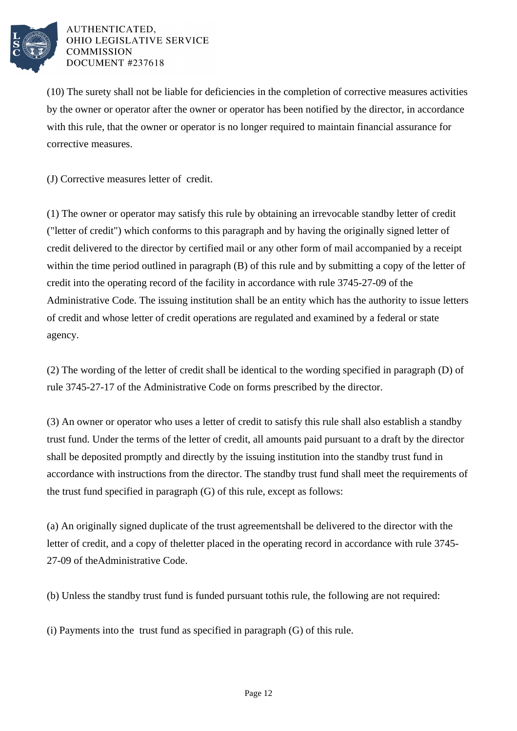(10) The surety shall not be liable for deficiencies in the completion of corrective measures activities by the owner or operator after the owner or operator has been notified by the director, in accordance with this rule, that the owner or operator is no longer required to maintain financial assurance for corrective measures.

(J) Corrective measures letter of  credit.

(1) The owner or operator may satisfy this rule by obtaining an irrevocable standby letter of credit ("letter of credit") which conforms to this paragraph and by having the originally signed letter of credit delivered to the director by certified mail or any other form of mail accompanied by a receipt within the time period outlined in paragraph (B) of this rule and by submitting a copy of the letter of credit into the operating record of the facility in accordance with rule 3745-27-09 of the Administrative Code. The issuing institution shall be an entity which has the authority to issue letters of credit and whose letter of credit operations are regulated and examined by a federal or state agency.

(2) The wording of the letter of credit shall be identical to the wording specified in paragraph (D) of rule 3745-27-17 of the Administrative Code on forms prescribed by the director.

(3) An owner or operator who uses a letter of credit to satisfy this rule shall also establish a standby trust fund. Under the terms of the letter of credit, all amounts paid pursuant to a draft by the director shall be deposited promptly and directly by the issuing institution into the standby trust fund in accordance with instructions from the director. The standby trust fund shall meet the requirements of the trust fund specified in paragraph (G) of this rule, except as follows:

(a) An originally signed duplicate of the trust agreementshall be delivered to the director with the letter of credit, and a copy of theletter placed in the operating record in accordance with rule 3745-27-09 of theAdministrative Code.

(b) Unless the standby trust fund is funded pursuant tothis rule, the following are not required:

(i) Payments into the  trust fund as specified in paragraph (G) of this rule.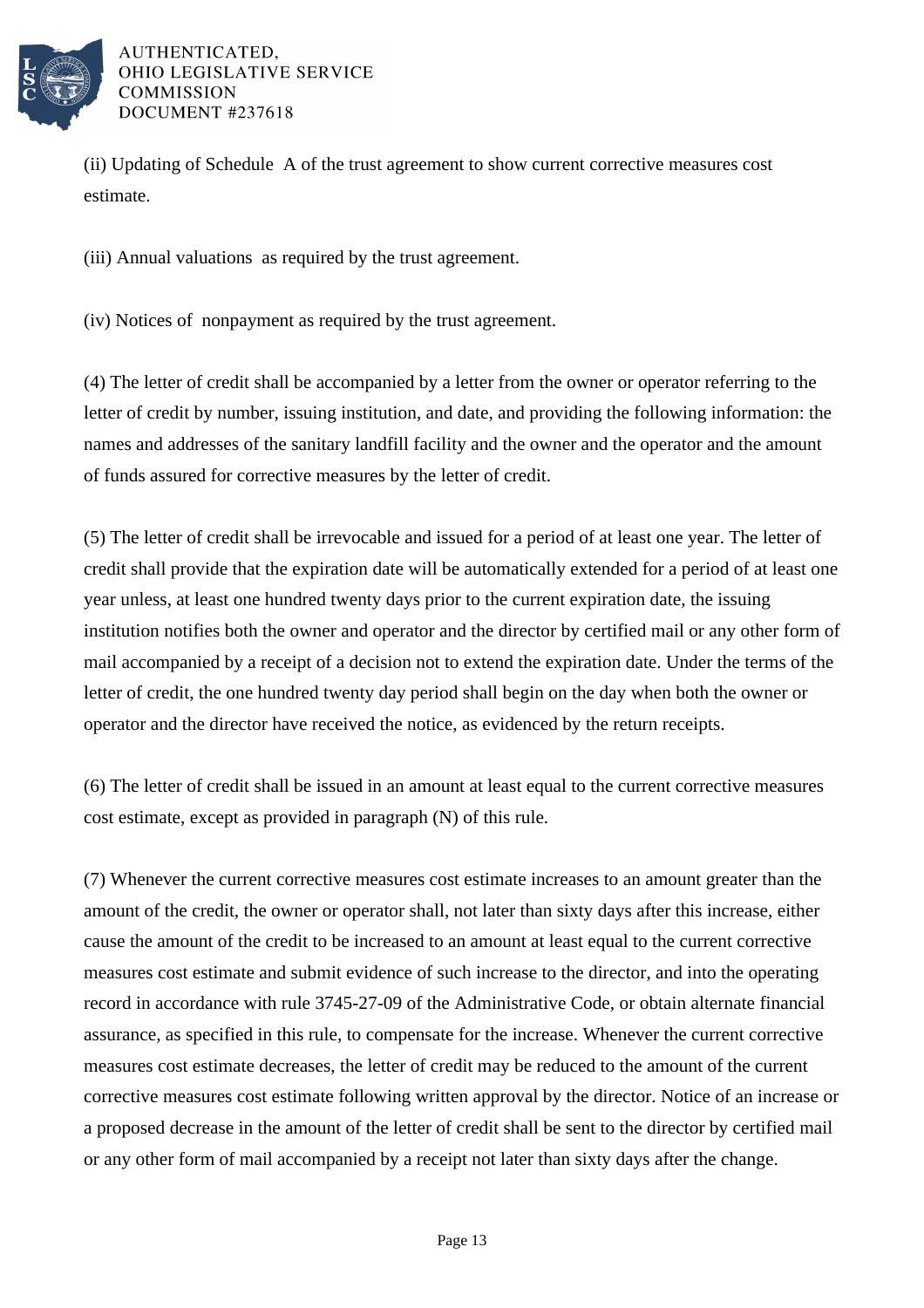(ii) Updating of Schedule A of the trust agreement to show current corrective measures cost estimate.

(iii) Annual valuations as required by the trust agreement.

(iv) Notices of nonpayment as required by the trust agreement.

(4) The letter of credit shall be accompanied by a letter from the owner or operator referring to the letter of credit by number, issuing institution, and date, and providing the following information: the names and addresses of the sanitary landfill facility and the owner and the operator and the amount of funds assured for corrective measures by the letter of credit.

(5) The letter of credit shall be irrevocable and issued for a period of at least one year. The letter of credit shall provide that the expiration date will be automatically extended for a period of at least one year unless, at least one hundred twenty days prior to the current expiration date, the issuing institution notifies both the owner and operator and the director by certified mail or any other form of mail accompanied by a receipt of a decision not to extend the expiration date. Under the terms of the letter of credit, the one hundred twenty day period shall begin on the day when both the owner or operator and the director have received the notice, as evidenced by the return receipts.

(6) The letter of credit shall be issued in an amount at least equal to the current corrective measures cost estimate, except as provided in paragraph (N) of this rule.

(7) Whenever the current corrective measures cost estimate increases to an amount greater than the amount of the credit, the owner or operator shall, not later than sixty days after this increase, either cause the amount of the credit to be increased to an amount at least equal to the current corrective measures cost estimate and submit evidence of such increase to the director, and into the operating record in accordance with rule 3745-27-09 of the Administrative Code, or obtain alternate financial assurance, as specified in this rule, to compensate for the increase. Whenever the current corrective measures cost estimate decreases, the letter of credit may be reduced to the amount of the current corrective measures cost estimate following written approval by the director. Notice of an increase or a proposed decrease in the amount of the letter of credit shall be sent to the director by certified mail or any other form of mail accompanied by a receipt not later than sixty days after the change.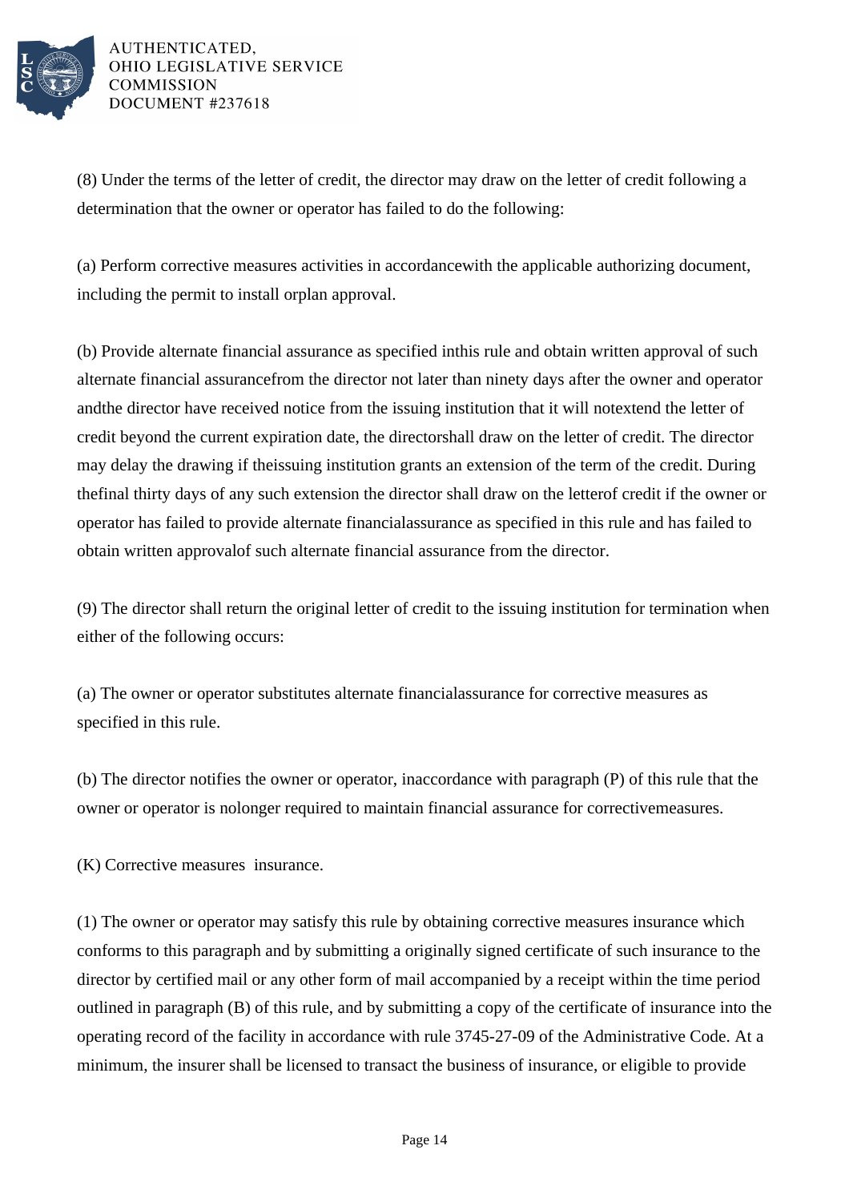(8) Under the terms of the letter of credit, the director may draw on the letter of credit following a determination that the owner or operator has failed to do the following:

(a) Perform corrective measures activities in accordancewith the applicable authorizing document, including the permit to install orplan approval.

(b) Provide alternate financial assurance as specified inthis rule and obtain written approval of such alternate financial assurancefrom the director not later than ninety days after the owner and operator andthe director have received notice from the issuing institution that it will notextend the letter of credit beyond the current expiration date, the directorshall draw on the letter of credit. The director may delay the drawing if theissuing institution grants an extension of the term of the credit. During thefinal thirty days of any such extension the director shall draw on the letterof credit if the owner or operator has failed to provide alternate financialassurance as specified in this rule and has failed to obtain written approvalof such alternate financial assurance from the director.

(9) The director shall return the original letter of credit to the issuing institution for termination when either of the following occurs:

(a) The owner or operator substitutes alternate financialassurance for corrective measures as specified in this rule.

(b) The director notifies the owner or operator, inaccordance with paragraph (P) of this rule that the owner or operator is nolonger required to maintain financial assurance for correctivemeasures.

(K) Corrective measures  insurance.

(1) The owner or operator may satisfy this rule by obtaining corrective measures insurance which conforms to this paragraph and by submitting a originally signed certificate of such insurance to the director by certified mail or any other form of mail accompanied by a receipt within the time period outlined in paragraph (B) of this rule, and by submitting a copy of the certificate of insurance into the operating record of the facility in accordance with rule 3745-27-09 of the Administrative Code. At a minimum, the insurer shall be licensed to transact the business of insurance, or eligible to provide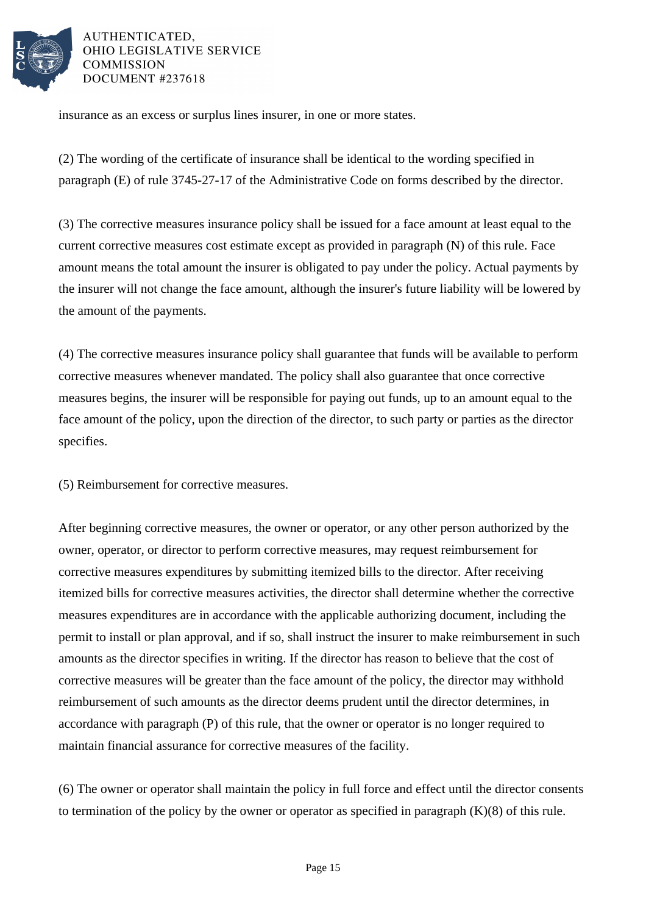insurance as an excess or surplus lines insurer, in one or more states.

(2) The wording of the certificate of insurance shall be identical to the wording specified in paragraph (E) of rule 3745-27-17 of the Administrative Code on forms described by the director.

(3) The corrective measures insurance policy shall be issued for a face amount at least equal to the current corrective measures cost estimate except as provided in paragraph (N) of this rule. Face amount means the total amount the insurer is obligated to pay under the policy. Actual payments by the insurer will not change the face amount, although the insurer's future liability will be lowered by the amount of the payments.

(4) The corrective measures insurance policy shall guarantee that funds will be available to perform corrective measures whenever mandated. The policy shall also guarantee that once corrective measures begins, the insurer will be responsible for paying out funds, up to an amount equal to the face amount of the policy, upon the direction of the director, to such party or parties as the director specifies.

(5) Reimbursement for corrective measures.

After beginning corrective measures, the owner or operator, or any other person authorized by the owner, operator, or director to perform corrective measures, may request reimbursement for corrective measures expenditures by submitting itemized bills to the director. After receiving itemized bills for corrective measures activities, the director shall determine whether the corrective measures expenditures are in accordance with the applicable authorizing document, including the permit to install or plan approval, and if so, shall instruct the insurer to make reimbursement in such amounts as the director specifies in writing. If the director has reason to believe that the cost of corrective measures will be greater than the face amount of the policy, the director may withhold reimbursement of such amounts as the director deems prudent until the director determines, in accordance with paragraph (P) of this rule, that the owner or operator is no longer required to maintain financial assurance for corrective measures of the facility.

(6) The owner or operator shall maintain the policy in full force and effect until the director consents to termination of the policy by the owner or operator as specified in paragraph (K)(8) of this rule.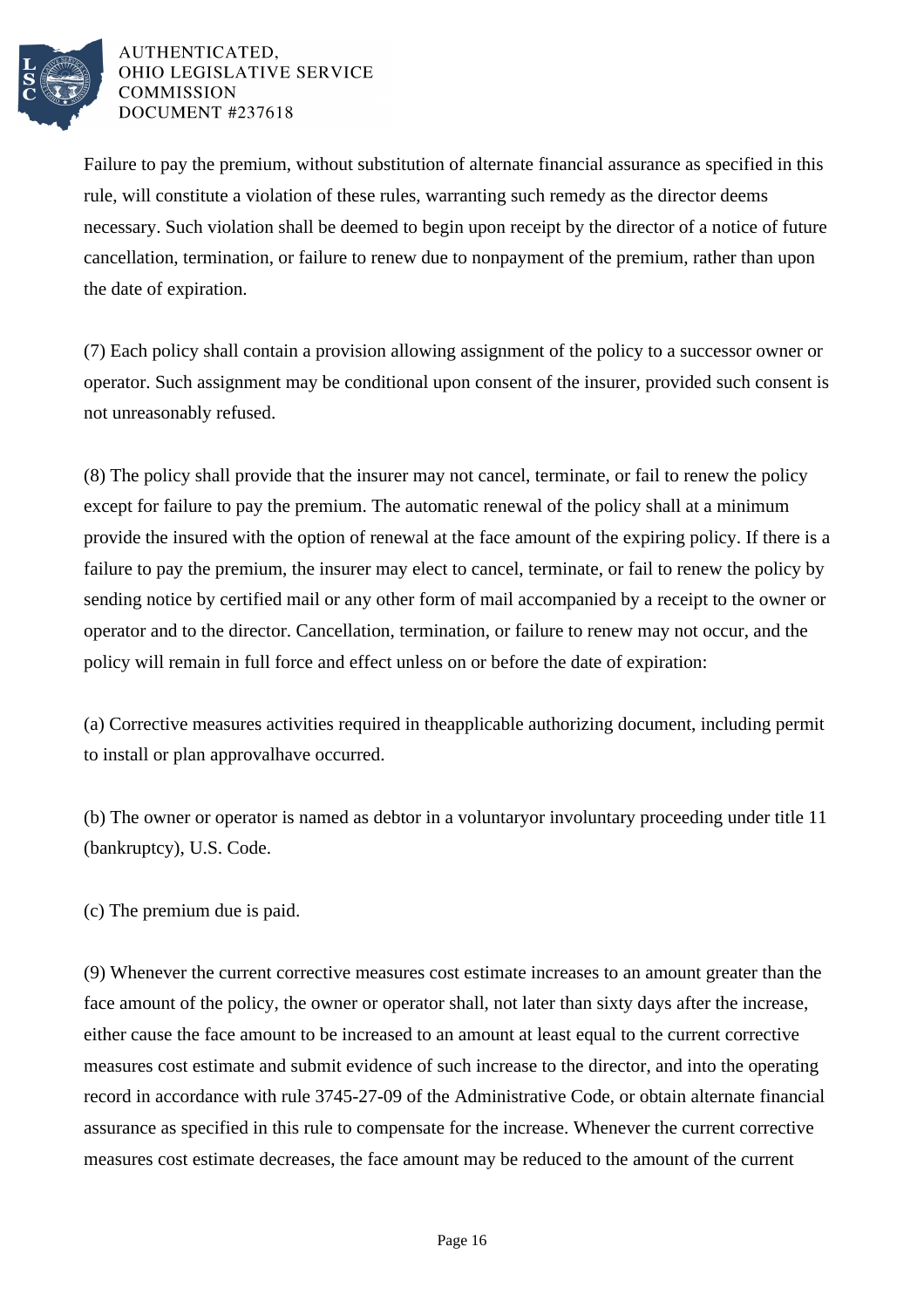Failure to pay the premium, without substitution of alternate financial assurance as specified in this rule, will constitute a violation of these rules, warranting such remedy as the director deems necessary. Such violation shall be deemed to begin upon receipt by the director of a notice of future cancellation, termination, or failure to renew due to nonpayment of the premium, rather than upon the date of expiration.

(7) Each policy shall contain a provision allowing assignment of the policy to a successor owner or operator. Such assignment may be conditional upon consent of the insurer, provided such consent is not unreasonably refused.

(8) The policy shall provide that the insurer may not cancel, terminate, or fail to renew the policy except for failure to pay the premium. The automatic renewal of the policy shall at a minimum provide the insured with the option of renewal at the face amount of the expiring policy. If there is a failure to pay the premium, the insurer may elect to cancel, terminate, or fail to renew the policy by sending notice by certified mail or any other form of mail accompanied by a receipt to the owner or operator and to the director. Cancellation, termination, or failure to renew may not occur, and the policy will remain in full force and effect unless on or before the date of expiration:

(a) Corrective measures activities required in theapplicable authorizing document, including permit to install or plan approvalhave occurred.

(b) The owner or operator is named as debtor in a voluntaryor involuntary proceeding under title 11 (bankruptcy), U.S. Code.

(c) The premium due is paid.

(9) Whenever the current corrective measures cost estimate increases to an amount greater than the face amount of the policy, the owner or operator shall, not later than sixty days after the increase, either cause the face amount to be increased to an amount at least equal to the current corrective measures cost estimate and submit evidence of such increase to the director, and into the operating record in accordance with rule 3745-27-09 of the Administrative Code, or obtain alternate financial assurance as specified in this rule to compensate for the increase. Whenever the current corrective measures cost estimate decreases, the face amount may be reduced to the amount of the current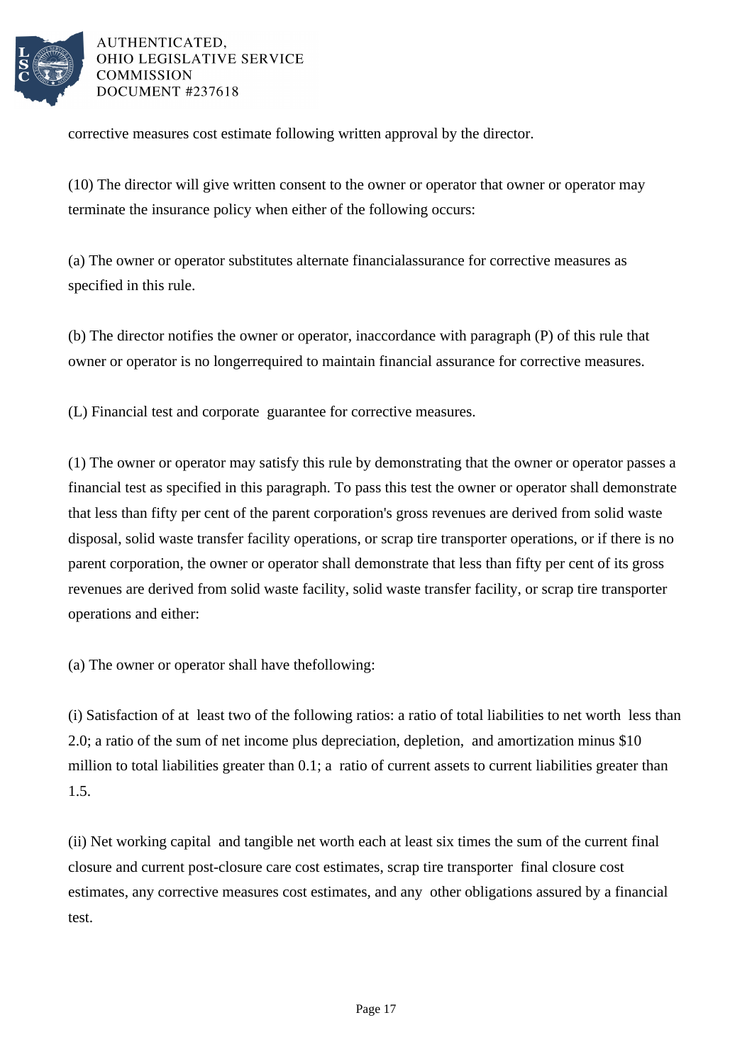corrective measures cost estimate following written approval by the director.

(10) The director will give written consent to the owner or operator that owner or operator may terminate the insurance policy when either of the following occurs:

(a) The owner or operator substitutes alternate financialassurance for corrective measures as specified in this rule.

(b) The director notifies the owner or operator, inaccordance with paragraph (P) of this rule that owner or operator is no longerrequired to maintain financial assurance for corrective measures.

(L) Financial test and corporate guarantee for corrective measures.

(1) The owner or operator may satisfy this rule by demonstrating that the owner or operator passes a financial test as specified in this paragraph. To pass this test the owner or operator shall demonstrate that less than fifty per cent of the parent corporation's gross revenues are derived from solid waste disposal, solid waste transfer facility operations, or scrap tire transporter operations, or if there is no parent corporation, the owner or operator shall demonstrate that less than fifty per cent of its gross revenues are derived from solid waste facility, solid waste transfer facility, or scrap tire transporter operations and either:

(a) The owner or operator shall have thefollowing:

(i) Satisfaction of at least two of the following ratios: a ratio of total liabilities to net worth less than 2.0; a ratio of the sum of net income plus depreciation, depletion, and amortization minus $10 million to total liabilities greater than 0.1; a ratio of current assets to current liabilities greater than 1.5.

(ii) Net working capital and tangible net worth each at least six times the sum of the current final closure and current post-closure care cost estimates, scrap tire transporter final closure cost estimates, any corrective measures cost estimates, and any other obligations assured by a financial test.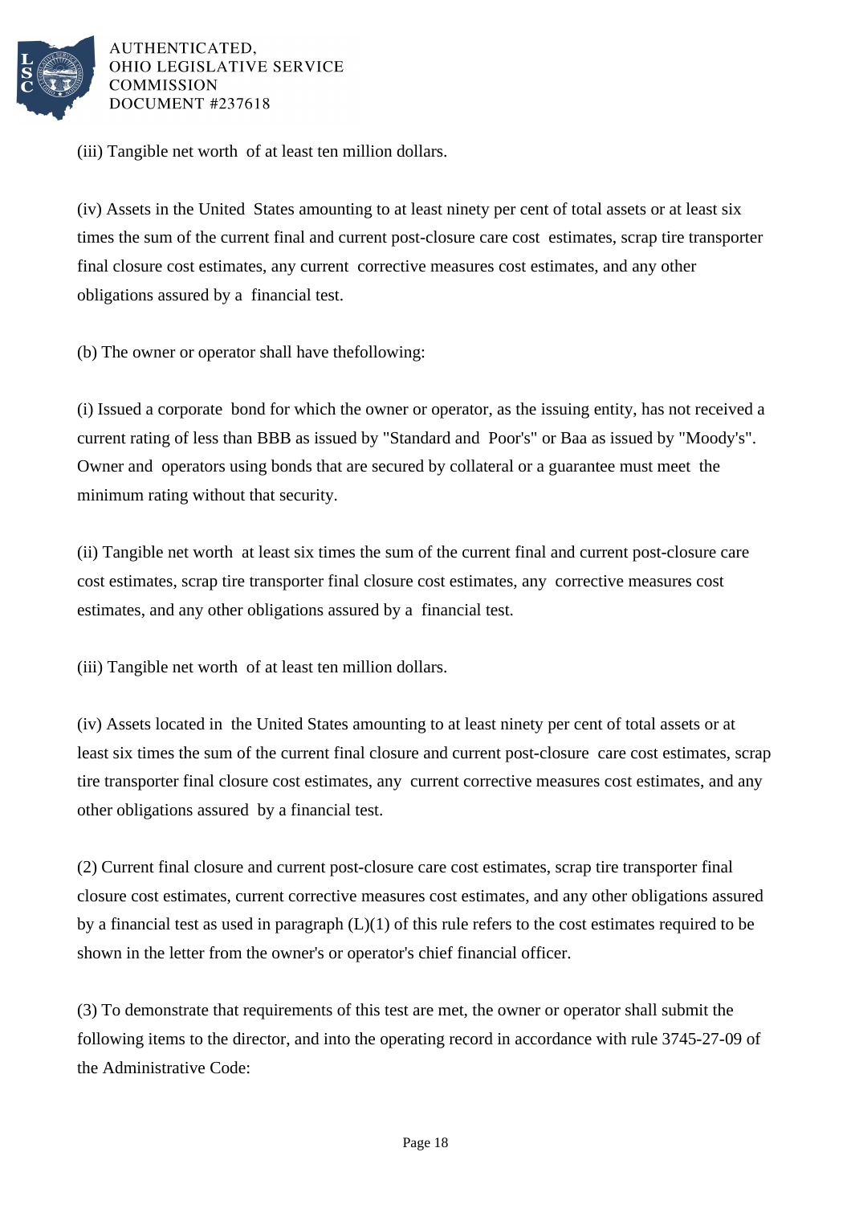(iii) Tangible net worth of at least ten million dollars.

(iv) Assets in the United States amounting to at least ninety per cent of total assets or at least six times the sum of the current final and current post-closure care cost estimates, scrap tire transporter final closure cost estimates, any current corrective measures cost estimates, and any other obligations assured by a financial test.

(b) The owner or operator shall have thefollowing:

(i) Issued a corporate bond for which the owner or operator, as the issuing entity, has not received a current rating of less than BBB as issued by "Standard and Poor's" or Baa as issued by "Moody's". Owner and operators using bonds that are secured by collateral or a guarantee must meet the minimum rating without that security.

(ii) Tangible net worth at least six times the sum of the current final and current post-closure care cost estimates, scrap tire transporter final closure cost estimates, any corrective measures cost estimates, and any other obligations assured by a financial test.

(iii) Tangible net worth of at least ten million dollars.

(iv) Assets located in the United States amounting to at least ninety per cent of total assets or at least six times the sum of the current final closure and current post-closure care cost estimates, scrap tire transporter final closure cost estimates, any current corrective measures cost estimates, and any other obligations assured by a financial test.

(2) Current final closure and current post-closure care cost estimates, scrap tire transporter final closure cost estimates, current corrective measures cost estimates, and any other obligations assured by a financial test as used in paragraph (L)(1) of this rule refers to the cost estimates required to be shown in the letter from the owner's or operator's chief financial officer.

(3) To demonstrate that requirements of this test are met, the owner or operator shall submit the following items to the director, and into the operating record in accordance with rule 3745-27-09 of the Administrative Code: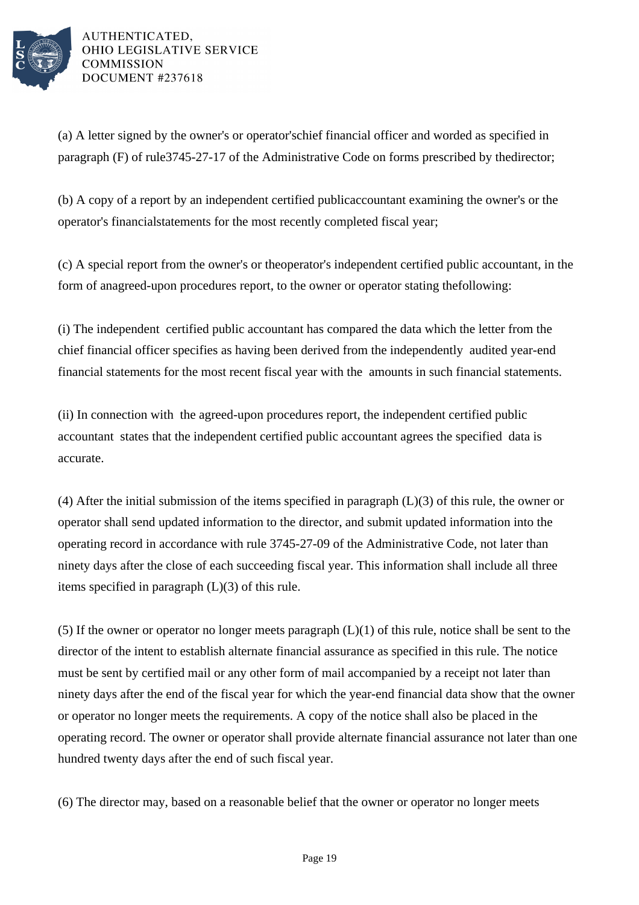(a) A letter signed by the owner's or operator'schief financial officer and worded as specified in paragraph (F) of rule3745-27-17 of the Administrative Code on forms prescribed by thedirector;

(b) A copy of a report by an independent certified publicaccountant examining the owner's or the operator's financialstatements for the most recently completed fiscal year;

(c) A special report from the owner's or theoperator's independent certified public accountant, in the form of anagreed-upon procedures report, to the owner or operator stating thefollowing:

(i) The independent certified public accountant has compared the data which the letter from the chief financial officer specifies as having been derived from the independently audited year-end financial statements for the most recent fiscal year with the amounts in such financial statements.

(ii) In connection with the agreed-upon procedures report, the independent certified public accountant states that the independent certified public accountant agrees the specified data is accurate.

(4) After the initial submission of the items specified in paragraph (L)(3) of this rule, the owner or operator shall send updated information to the director, and submit updated information into the operating record in accordance with rule 3745-27-09 of the Administrative Code, not later than ninety days after the close of each succeeding fiscal year. This information shall include all three items specified in paragraph (L)(3) of this rule.

(5) If the owner or operator no longer meets paragraph (L)(1) of this rule, notice shall be sent to the director of the intent to establish alternate financial assurance as specified in this rule. The notice must be sent by certified mail or any other form of mail accompanied by a receipt not later than ninety days after the end of the fiscal year for which the year-end financial data show that the owner or operator no longer meets the requirements. A copy of the notice shall also be placed in the operating record. The owner or operator shall provide alternate financial assurance not later than one hundred twenty days after the end of such fiscal year.

(6) The director may, based on a reasonable belief that the owner or operator no longer meets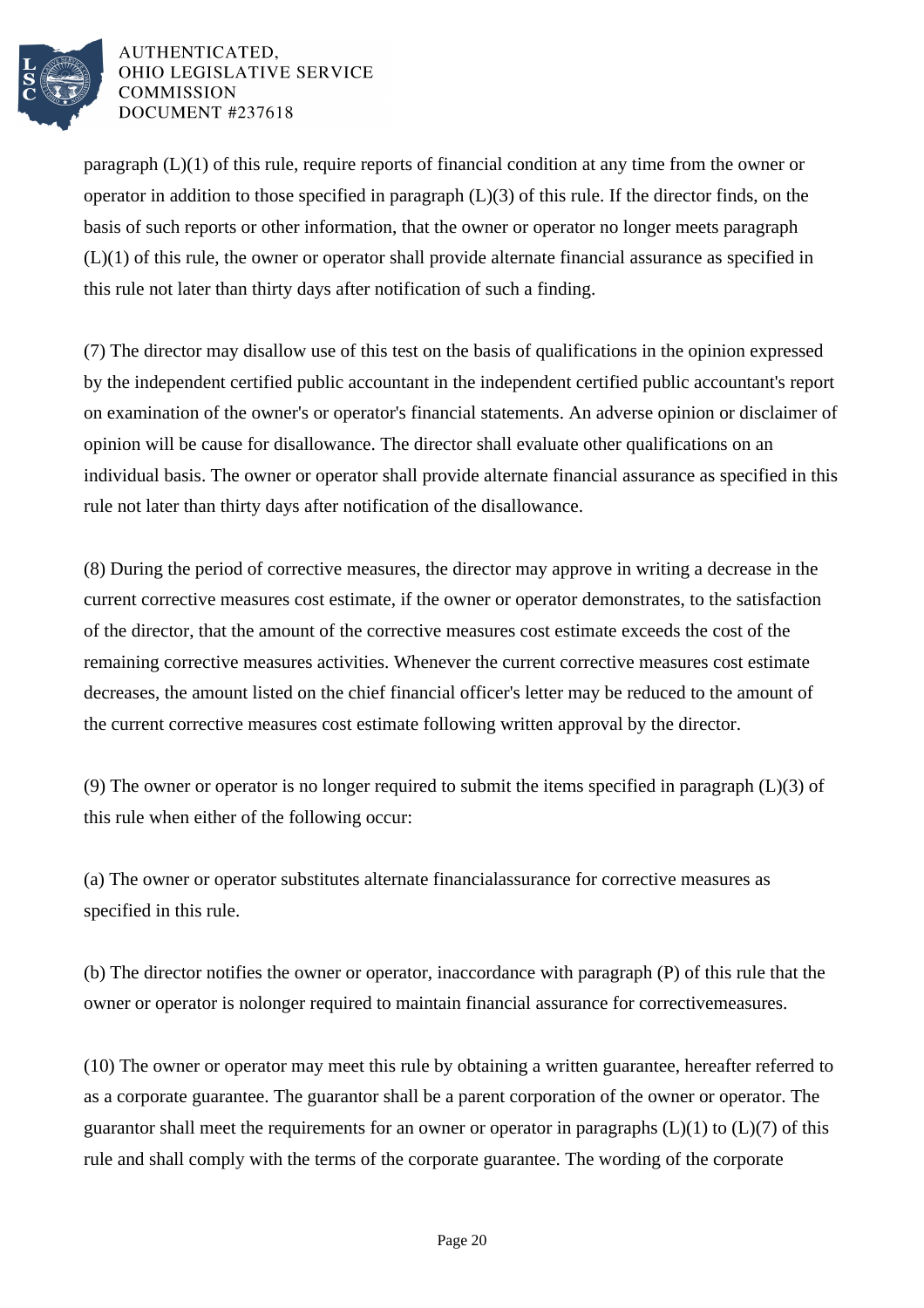paragraph (L)(1) of this rule, require reports of financial condition at any time from the owner or operator in addition to those specified in paragraph (L)(3) of this rule. If the director finds, on the basis of such reports or other information, that the owner or operator no longer meets paragraph (L)(1) of this rule, the owner or operator shall provide alternate financial assurance as specified in this rule not later than thirty days after notification of such a finding.

(7) The director may disallow use of this test on the basis of qualifications in the opinion expressed by the independent certified public accountant in the independent certified public accountant's report on examination of the owner's or operator's financial statements. An adverse opinion or disclaimer of opinion will be cause for disallowance. The director shall evaluate other qualifications on an individual basis. The owner or operator shall provide alternate financial assurance as specified in this rule not later than thirty days after notification of the disallowance.

(8) During the period of corrective measures, the director may approve in writing a decrease in the current corrective measures cost estimate, if the owner or operator demonstrates, to the satisfaction of the director, that the amount of the corrective measures cost estimate exceeds the cost of the remaining corrective measures activities. Whenever the current corrective measures cost estimate decreases, the amount listed on the chief financial officer's letter may be reduced to the amount of the current corrective measures cost estimate following written approval by the director.

(9) The owner or operator is no longer required to submit the items specified in paragraph (L)(3) of this rule when either of the following occur:

(a) The owner or operator substitutes alternate financialassurance for corrective measures as specified in this rule.

(b) The director notifies the owner or operator, inaccordance with paragraph (P) of this rule that the owner or operator is nolonger required to maintain financial assurance for correctivemeasures.

(10) The owner or operator may meet this rule by obtaining a written guarantee, hereafter referred to as a corporate guarantee. The guarantor shall be a parent corporation of the owner or operator. The guarantor shall meet the requirements for an owner or operator in paragraphs (L)(1) to (L)(7) of this rule and shall comply with the terms of the corporate guarantee. The wording of the corporate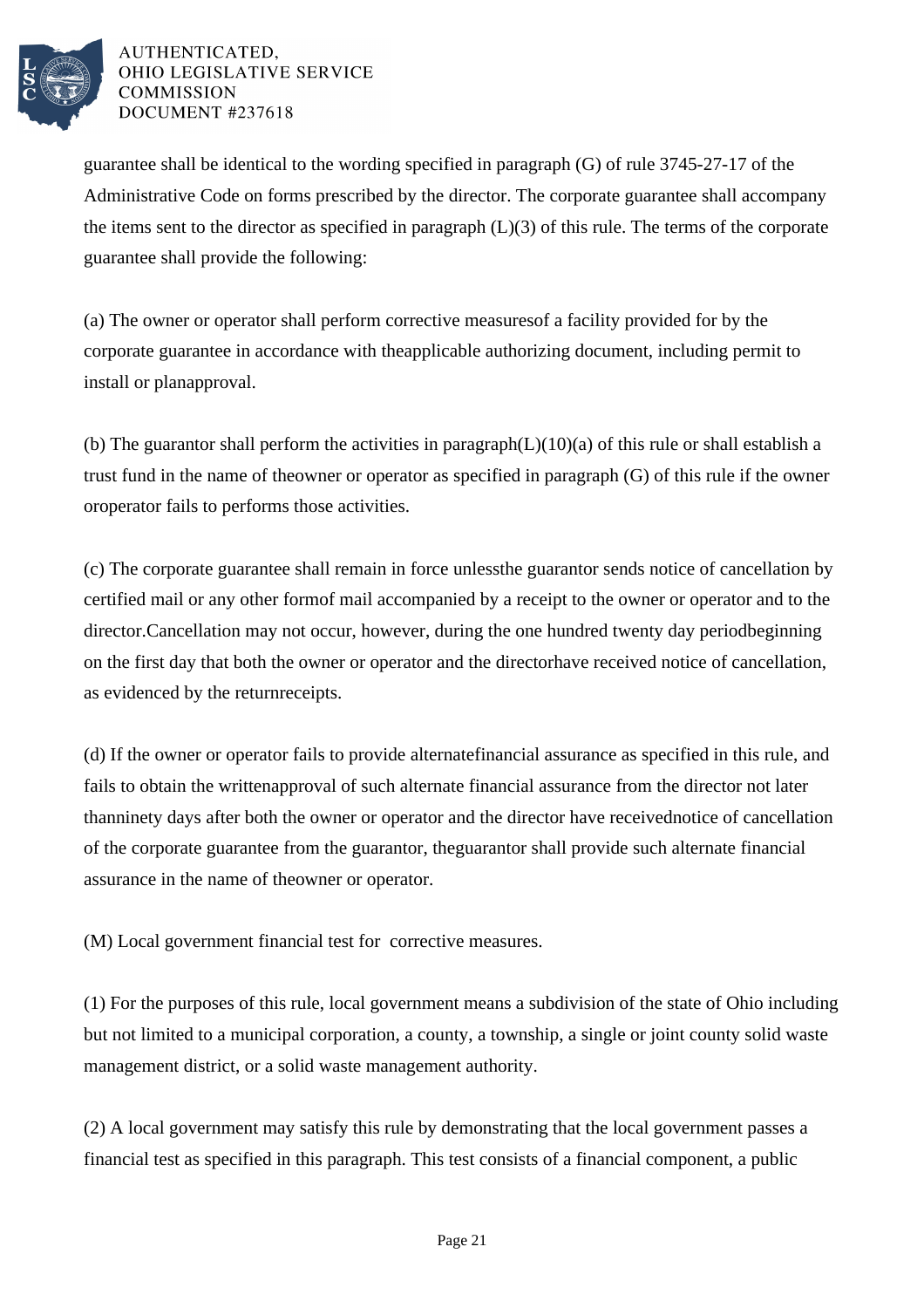guarantee shall be identical to the wording specified in paragraph (G) of rule 3745-27-17 of the Administrative Code on forms prescribed by the director. The corporate guarantee shall accompany the items sent to the director as specified in paragraph (L)(3) of this rule. The terms of the corporate guarantee shall provide the following:

(a) The owner or operator shall perform corrective measuresof a facility provided for by the corporate guarantee in accordance with theapplicable authorizing document, including permit to install or planapproval.

(b) The guarantor shall perform the activities in paragraph(L)(10)(a) of this rule or shall establish a trust fund in the name of theowner or operator as specified in paragraph (G) of this rule if the owner oroperator fails to performs those activities.

(c) The corporate guarantee shall remain in force unlessthe guarantor sends notice of cancellation by certified mail or any other formof mail accompanied by a receipt to the owner or operator and to the director.Cancellation may not occur, however, during the one hundred twenty day periodbeginning on the first day that both the owner or operator and the directorhave received notice of cancellation, as evidenced by the returnreceipts.

(d) If the owner or operator fails to provide alternatefinancial assurance as specified in this rule, and fails to obtain the writtenapproval of such alternate financial assurance from the director not later thanninety days after both the owner or operator and the director have receivednotice of cancellation of the corporate guarantee from the guarantor, theguarantor shall provide such alternate financial assurance in the name of theowner or operator.

(M) Local government financial test for corrective measures.

(1) For the purposes of this rule, local government means a subdivision of the state of Ohio including but not limited to a municipal corporation, a county, a township, a single or joint county solid waste management district, or a solid waste management authority.

(2) A local government may satisfy this rule by demonstrating that the local government passes a financial test as specified in this paragraph. This test consists of a financial component, a public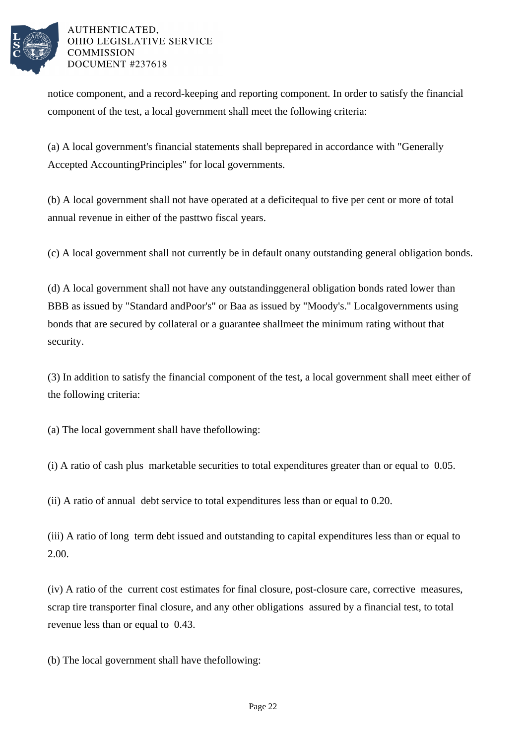notice component, and a record-keeping and reporting component. In order to satisfy the financial component of the test, a local government shall meet the following criteria:

(a) A local government's financial statements shall beprepared in accordance with "Generally Accepted AccountingPrinciples" for local governments.

(b) A local government shall not have operated at a deficitequal to five per cent or more of total annual revenue in either of the pasttwo fiscal years.

(c) A local government shall not currently be in default onany outstanding general obligation bonds.

(d) A local government shall not have any outstandinggeneral obligation bonds rated lower than BBB as issued by "Standard andPoor's" or Baa as issued by "Moody's." Localgovernments using bonds that are secured by collateral or a guarantee shallmeet the minimum rating without that security.

(3) In addition to satisfy the financial component of the test, a local government shall meet either of the following criteria:

(a) The local government shall have thefollowing:

(i) A ratio of cash plus marketable securities to total expenditures greater than or equal to 0.05.

(ii) A ratio of annual debt service to total expenditures less than or equal to 0.20.

(iii) A ratio of long term debt issued and outstanding to capital expenditures less than or equal to 2.00.

(iv) A ratio of the current cost estimates for final closure, post-closure care, corrective measures, scrap tire transporter final closure, and any other obligations assured by a financial test, to total revenue less than or equal to 0.43.

(b) The local government shall have thefollowing: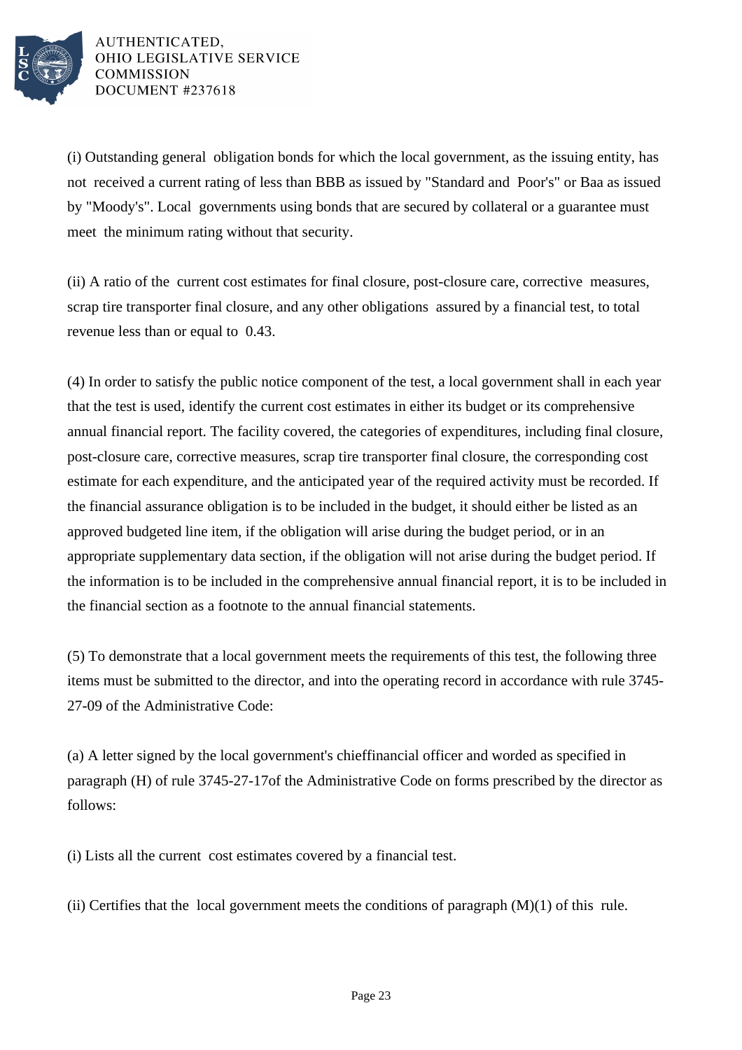(i) Outstanding general obligation bonds for which the local government, as the issuing entity, has not received a current rating of less than BBB as issued by "Standard and Poor's" or Baa as issued by "Moody's". Local governments using bonds that are secured by collateral or a guarantee must meet the minimum rating without that security.

(ii) A ratio of the current cost estimates for final closure, post-closure care, corrective measures, scrap tire transporter final closure, and any other obligations assured by a financial test, to total revenue less than or equal to 0.43.

(4) In order to satisfy the public notice component of the test, a local government shall in each year that the test is used, identify the current cost estimates in either its budget or its comprehensive annual financial report. The facility covered, the categories of expenditures, including final closure, post-closure care, corrective measures, scrap tire transporter final closure, the corresponding cost estimate for each expenditure, and the anticipated year of the required activity must be recorded. If the financial assurance obligation is to be included in the budget, it should either be listed as an approved budgeted line item, if the obligation will arise during the budget period, or in an appropriate supplementary data section, if the obligation will not arise during the budget period. If the information is to be included in the comprehensive annual financial report, it is to be included in the financial section as a footnote to the annual financial statements.

(5) To demonstrate that a local government meets the requirements of this test, the following three items must be submitted to the director, and into the operating record in accordance with rule 3745-27-09 of the Administrative Code:

(a) A letter signed by the local government's chieffinancial officer and worded as specified in paragraph (H) of rule 3745-27-17of the Administrative Code on forms prescribed by the director as follows:

(i) Lists all the current cost estimates covered by a financial test.

(ii) Certifies that the local government meets the conditions of paragraph (M)(1) of this rule.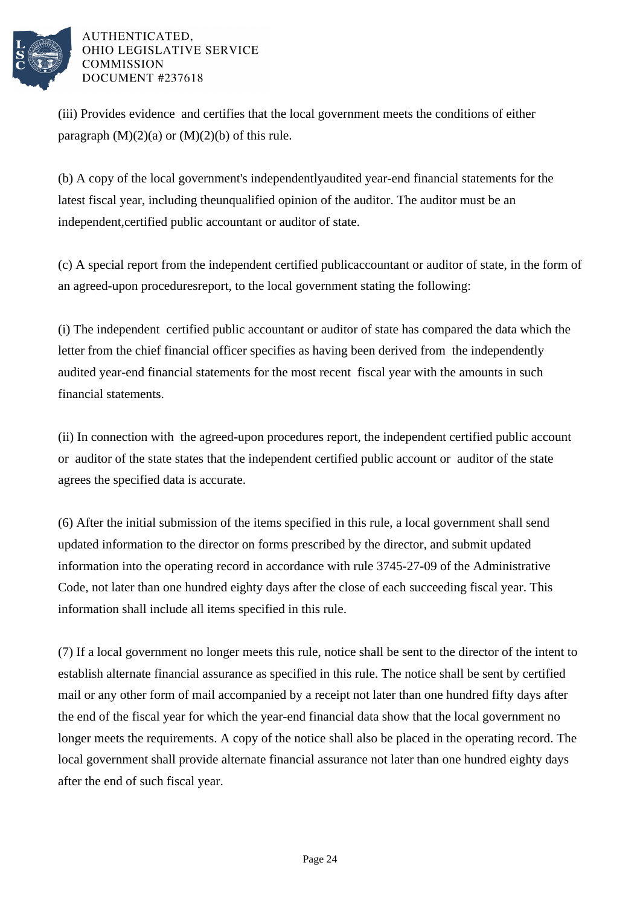(iii) Provides evidence and certifies that the local government meets the conditions of either paragraph (M)(2)(a) or (M)(2)(b) of this rule.

(b) A copy of the local government's independentlyaudited year-end financial statements for the latest fiscal year, including theunqualified opinion of the auditor. The auditor must be an independent,certified public accountant or auditor of state.

(c) A special report from the independent certified publicaccountant or auditor of state, in the form of an agreed-upon proceduresreport, to the local government stating the following:

(i) The independent certified public accountant or auditor of state has compared the data which the letter from the chief financial officer specifies as having been derived from the independently audited year-end financial statements for the most recent fiscal year with the amounts in such financial statements.

(ii) In connection with the agreed-upon procedures report, the independent certified public account or auditor of the state states that the independent certified public account or auditor of the state agrees the specified data is accurate.

(6) After the initial submission of the items specified in this rule, a local government shall send updated information to the director on forms prescribed by the director, and submit updated information into the operating record in accordance with rule 3745-27-09 of the Administrative Code, not later than one hundred eighty days after the close of each succeeding fiscal year. This information shall include all items specified in this rule.

(7) If a local government no longer meets this rule, notice shall be sent to the director of the intent to establish alternate financial assurance as specified in this rule. The notice shall be sent by certified mail or any other form of mail accompanied by a receipt not later than one hundred fifty days after the end of the fiscal year for which the year-end financial data show that the local government no longer meets the requirements. A copy of the notice shall also be placed in the operating record. The local government shall provide alternate financial assurance not later than one hundred eighty days after the end of such fiscal year.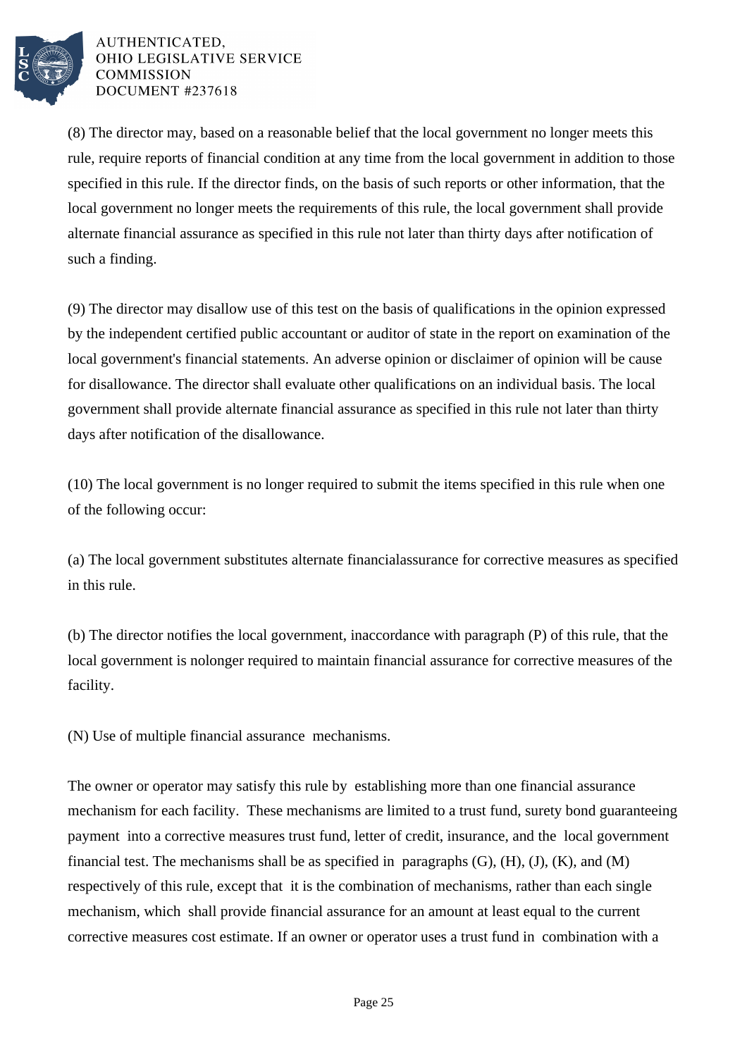(8) The director may, based on a reasonable belief that the local government no longer meets this rule, require reports of financial condition at any time from the local government in addition to those specified in this rule. If the director finds, on the basis of such reports or other information, that the local government no longer meets the requirements of this rule, the local government shall provide alternate financial assurance as specified in this rule not later than thirty days after notification of such a finding.

(9) The director may disallow use of this test on the basis of qualifications in the opinion expressed by the independent certified public accountant or auditor of state in the report on examination of the local government's financial statements. An adverse opinion or disclaimer of opinion will be cause for disallowance. The director shall evaluate other qualifications on an individual basis. The local government shall provide alternate financial assurance as specified in this rule not later than thirty days after notification of the disallowance.

(10) The local government is no longer required to submit the items specified in this rule when one of the following occur:

(a) The local government substitutes alternate financialassurance for corrective measures as specified in this rule.

(b) The director notifies the local government, inaccordance with paragraph (P) of this rule, that the local government is nolonger required to maintain financial assurance for corrective measures of the facility.

(N) Use of multiple financial assurance mechanisms.

The owner or operator may satisfy this rule by establishing more than one financial assurance mechanism for each facility. These mechanisms are limited to a trust fund, surety bond guaranteeing payment into a corrective measures trust fund, letter of credit, insurance, and the local government financial test. The mechanisms shall be as specified in paragraphs (G), (H), (J), (K), and (M) respectively of this rule, except that it is the combination of mechanisms, rather than each single mechanism, which shall provide financial assurance for an amount at least equal to the current corrective measures cost estimate. If an owner or operator uses a trust fund in combination with a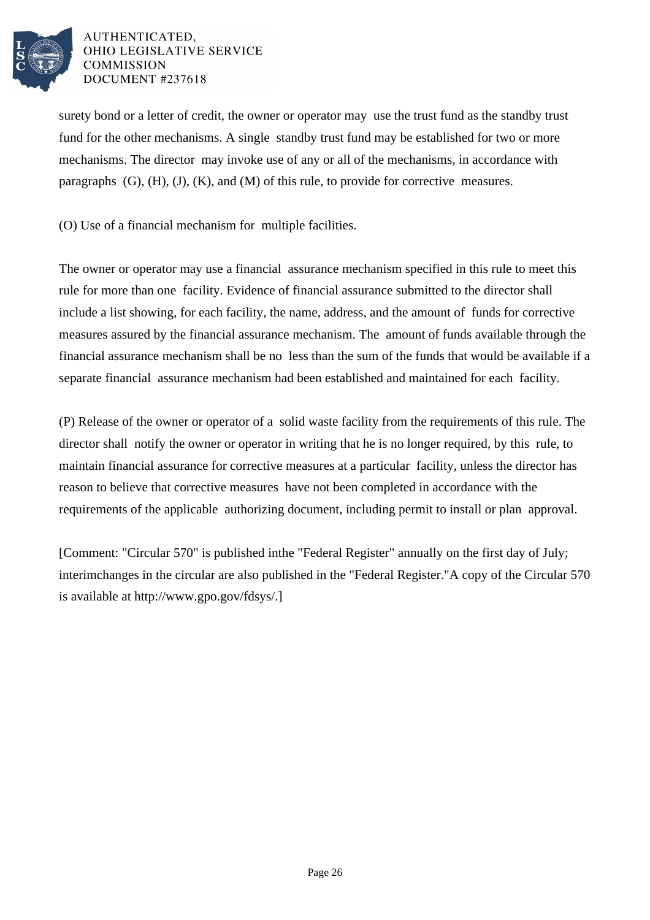surety bond or a letter of credit, the owner or operator may use the trust fund as the standby trust fund for the other mechanisms. A single standby trust fund may be established for two or more mechanisms. The director may invoke use of any or all of the mechanisms, in accordance with paragraphs (G), (H), (J), (K), and (M) of this rule, to provide for corrective measures.

(O) Use of a financial mechanism for multiple facilities.

The owner or operator may use a financial assurance mechanism specified in this rule to meet this rule for more than one facility. Evidence of financial assurance submitted to the director shall include a list showing, for each facility, the name, address, and the amount of funds for corrective measures assured by the financial assurance mechanism. The amount of funds available through the financial assurance mechanism shall be no less than the sum of the funds that would be available if a separate financial assurance mechanism had been established and maintained for each facility.

(P) Release of the owner or operator of a solid waste facility from the requirements of this rule. The director shall notify the owner or operator in writing that he is no longer required, by this rule, to maintain financial assurance for corrective measures at a particular facility, unless the director has reason to believe that corrective measures have not been completed in accordance with the requirements of the applicable authorizing document, including permit to install or plan approval.

[Comment: "Circular 570" is published inthe "Federal Register" annually on the first day of July; interimchanges in the circular are also published in the "Federal Register."A copy of the Circular 570 is available at http://www.gpo.gov/fdsys/.]